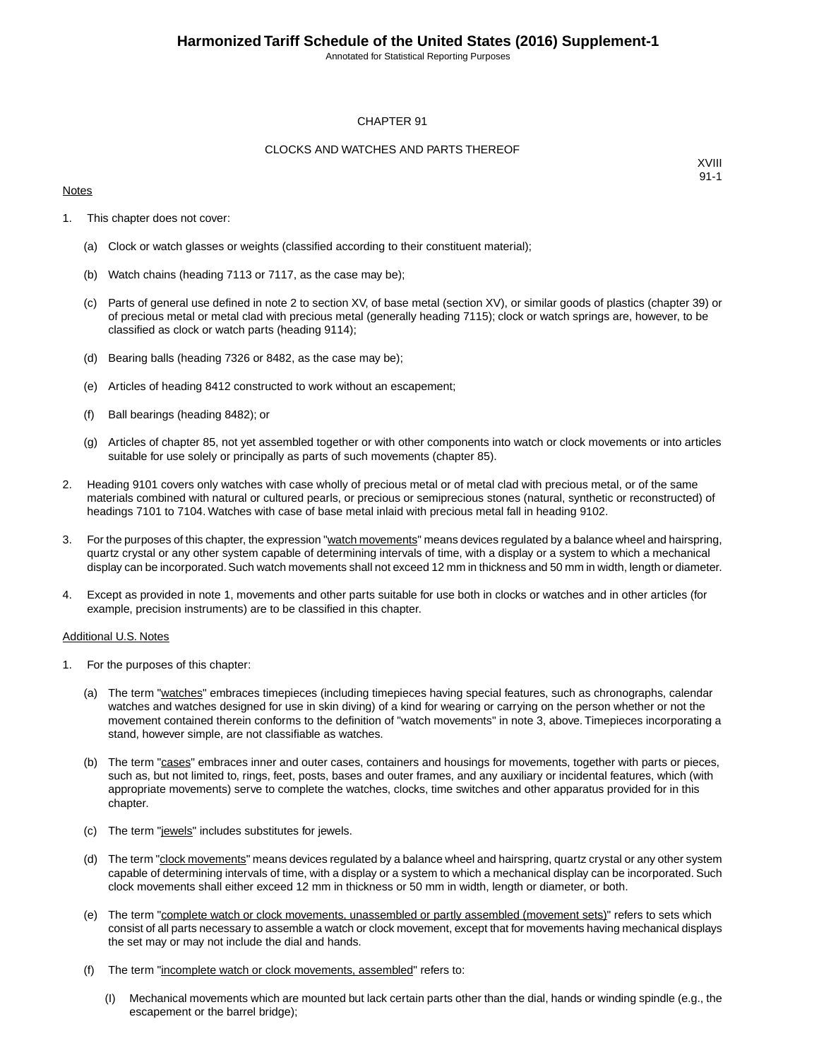# CHAPTER 91

## CLOCKS AND WATCHES AND PARTS THEREOF

XVIII
91-1

Notes

1. This chapter does not cover:

   (a) Clock or watch glasses or weights (classified according to their constituent material);

   (b) Watch chains (heading 7113 or 7117, as the case may be);

   (c) Parts of general use defined in note 2 to section XV, of base metal (section XV), or similar goods of plastics (chapter 39) or of precious metal or metal clad with precious metal (generally heading 7115); clock or watch springs are, however, to be classified as clock or watch parts (heading 9114);

   (d) Bearing balls (heading 7326 or 8482, as the case may be);

   (e) Articles of heading 8412 constructed to work without an escapement;

   (f) Ball bearings (heading 8482); or

   (g) Articles of chapter 85, not yet assembled together or with other components into watch or clock movements or into articles suitable for use solely or principally as parts of such movements (chapter 85).

2. Heading 9101 covers only watches with case wholly of precious metal or of metal clad with precious metal, or of the same materials combined with natural or cultured pearls, or precious or semiprecious stones (natural, synthetic or reconstructed) of headings 7101 to 7104. Watches with case of base metal inlaid with precious metal fall in heading 9102.

3. For the purposes of this chapter, the expression "watch movements" means devices regulated by a balance wheel and hairspring, quartz crystal or any other system capable of determining intervals of time, with a display or a system to which a mechanical display can be incorporated. Such watch movements shall not exceed 12 mm in thickness and 50 mm in width, length or diameter.

4. Except as provided in note 1, movements and other parts suitable for use both in clocks or watches and in other articles (for example, precision instruments) are to be classified in this chapter.

Additional U.S. Notes

1. For the purposes of this chapter:

   (a) The term "watches" embraces timepieces (including timepieces having special features, such as chronographs, calendar watches and watches designed for use in skin diving) of a kind for wearing or carrying on the person whether or not the movement contained therein conforms to the definition of "watch movements" in note 3, above. Timepieces incorporating a stand, however simple, are not classifiable as watches.

   (b) The term "cases" embraces inner and outer cases, containers and housings for movements, together with parts or pieces, such as, but not limited to, rings, feet, posts, bases and outer frames, and any auxiliary or incidental features, which (with appropriate movements) serve to complete the watches, clocks, time switches and other apparatus provided for in this chapter.

   (c) The term "jewels" includes substitutes for jewels.

   (d) The term "clock movements" means devices regulated by a balance wheel and hairspring, quartz crystal or any other system capable of determining intervals of time, with a display or a system to which a mechanical display can be incorporated. Such clock movements shall either exceed 12 mm in thickness or 50 mm in width, length or diameter, or both.

   (e) The term "complete watch or clock movements, unassembled or partly assembled (movement sets)" refers to sets which consist of all parts necessary to assemble a watch or clock movement, except that for movements having mechanical displays the set may or may not include the dial and hands.

   (f) The term "incomplete watch or clock movements, assembled" refers to:

      (I) Mechanical movements which are mounted but lack certain parts other than the dial, hands or winding spindle (e.g., the escapement or the barrel bridge);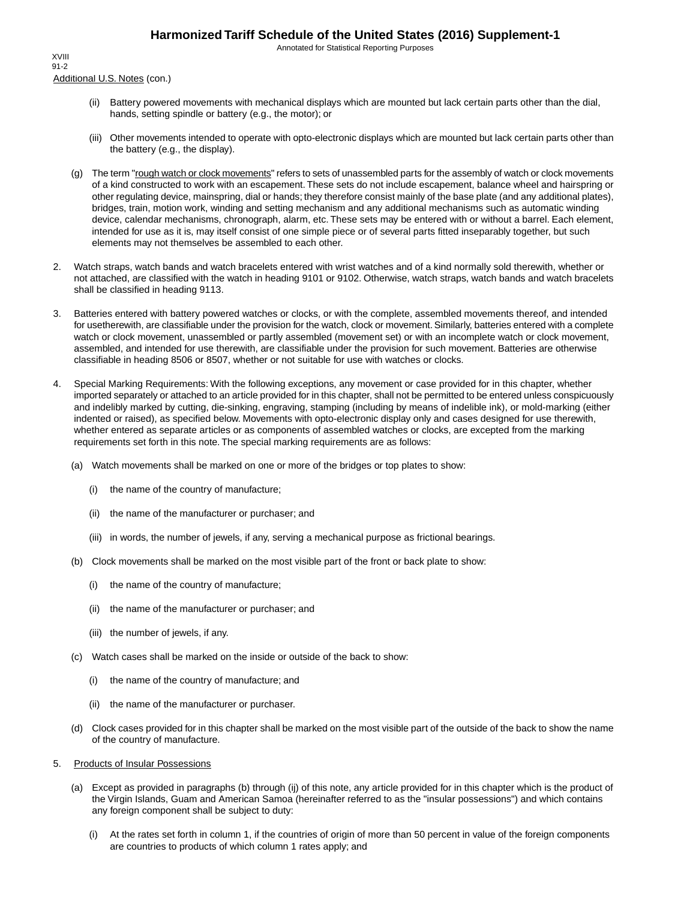Additional U.S. Notes (con.)

(ii) Battery powered movements with mechanical displays which are mounted but lack certain parts other than the dial, hands, setting spindle or battery (e.g., the motor); or

(iii) Other movements intended to operate with opto-electronic displays which are mounted but lack certain parts other than the battery (e.g., the display).

(g) The term "rough watch or clock movements" refers to sets of unassembled parts for the assembly of watch or clock movements of a kind constructed to work with an escapement. These sets do not include escapement, balance wheel and hairspring or other regulating device, mainspring, dial or hands; they therefore consist mainly of the base plate (and any additional plates), bridges, train, motion work, winding and setting mechanism and any additional mechanisms such as automatic winding device, calendar mechanisms, chronograph, alarm, etc. These sets may be entered with or without a barrel. Each element, intended for use as it is, may itself consist of one simple piece or of several parts fitted inseparably together, but such elements may not themselves be assembled to each other.

2. Watch straps, watch bands and watch bracelets entered with wrist watches and of a kind normally sold therewith, whether or not attached, are classified with the watch in heading 9101 or 9102. Otherwise, watch straps, watch bands and watch bracelets shall be classified in heading 9113.

3. Batteries entered with battery powered watches or clocks, or with the complete, assembled movements thereof, and intended for usetherewith, are classifiable under the provision for the watch, clock or movement. Similarly, batteries entered with a complete watch or clock movement, unassembled or partly assembled (movement set) or with an incomplete watch or clock movement, assembled, and intended for use therewith, are classifiable under the provision for such movement. Batteries are otherwise classifiable in heading 8506 or 8507, whether or not suitable for use with watches or clocks.

4. Special Marking Requirements: With the following exceptions, any movement or case provided for in this chapter, whether imported separately or attached to an article provided for in this chapter, shall not be permitted to be entered unless conspicuously and indelibly marked by cutting, die-sinking, engraving, stamping (including by means of indelible ink), or mold-marking (either indented or raised), as specified below. Movements with opto-electronic display only and cases designed for use therewith, whether entered as separate articles or as components of assembled watches or clocks, are excepted from the marking requirements set forth in this note. The special marking requirements are as follows:

   (a) Watch movements shall be marked on one or more of the bridges or top plates to show:

      (i) the name of the country of manufacture;

      (ii) the name of the manufacturer or purchaser; and

      (iii) in words, the number of jewels, if any, serving a mechanical purpose as frictional bearings.

   (b) Clock movements shall be marked on the most visible part of the front or back plate to show:

      (i) the name of the country of manufacture;

      (ii) the name of the manufacturer or purchaser; and

      (iii) the number of jewels, if any.

   (c) Watch cases shall be marked on the inside or outside of the back to show:

      (i) the name of the country of manufacture; and

      (ii) the name of the manufacturer or purchaser.

   (d) Clock cases provided for in this chapter shall be marked on the most visible part of the outside of the back to show the name of the country of manufacture.

5. Products of Insular Possessions

   (a) Except as provided in paragraphs (b) through (ij) of this note, any article provided for in this chapter which is the product of the Virgin Islands, Guam and American Samoa (hereinafter referred to as the "insular possessions") and which contains any foreign component shall be subject to duty:

      (i) At the rates set forth in column 1, if the countries of origin of more than 50 percent in value of the foreign components are countries to products of which column 1 rates apply; and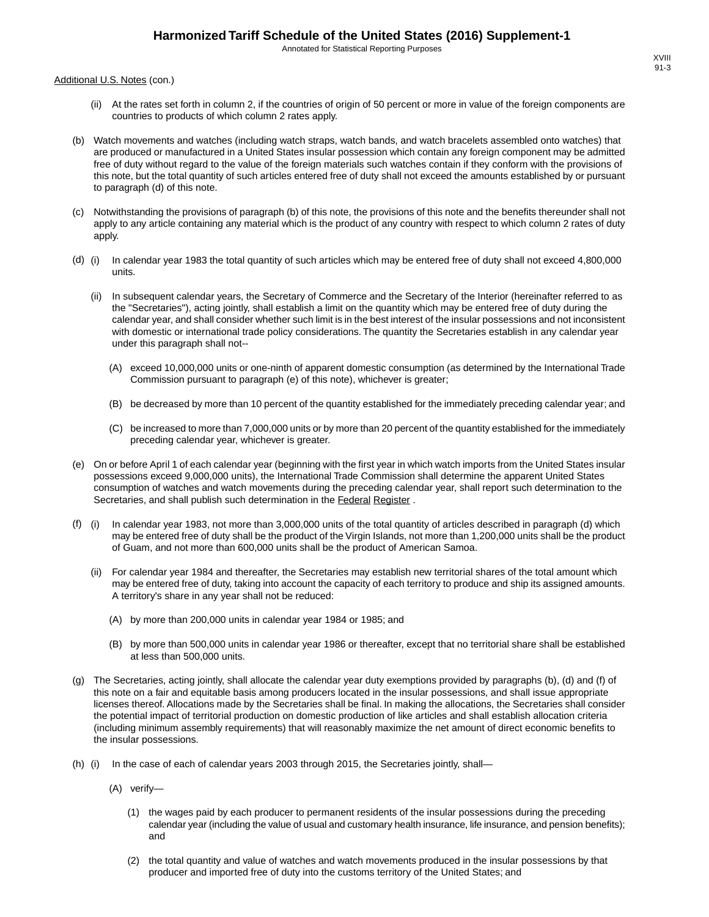Additional U.S. Notes (con.)

(ii) At the rates set forth in column 2, if the countries of origin of 50 percent or more in value of the foreign components are countries to products of which column 2 rates apply.

(b) Watch movements and watches (including watch straps, watch bands, and watch bracelets assembled onto watches) that are produced or manufactured in a United States insular possession which contain any foreign component may be admitted free of duty without regard to the value of the foreign materials such watches contain if they conform with the provisions of this note, but the total quantity of such articles entered free of duty shall not exceed the amounts established by or pursuant to paragraph (d) of this note.

(c) Notwithstanding the provisions of paragraph (b) of this note, the provisions of this note and the benefits thereunder shall not apply to any article containing any material which is the product of any country with respect to which column 2 rates of duty apply.

(d) (i) In calendar year 1983 the total quantity of such articles which may be entered free of duty shall not exceed 4,800,000 units.

(ii) In subsequent calendar years, the Secretary of Commerce and the Secretary of the Interior (hereinafter referred to as the "Secretaries"), acting jointly, shall establish a limit on the quantity which may be entered free of duty during the calendar year, and shall consider whether such limit is in the best interest of the insular possessions and not inconsistent with domestic or international trade policy considerations. The quantity the Secretaries establish in any calendar year under this paragraph shall not--

(A) exceed 10,000,000 units or one-ninth of apparent domestic consumption (as determined by the International Trade Commission pursuant to paragraph (e) of this note), whichever is greater;

(B) be decreased by more than 10 percent of the quantity established for the immediately preceding calendar year; and

(C) be increased to more than 7,000,000 units or by more than 20 percent of the quantity established for the immediately preceding calendar year, whichever is greater.

(e) On or before April 1 of each calendar year (beginning with the first year in which watch imports from the United States insular possessions exceed 9,000,000 units), the International Trade Commission shall determine the apparent United States consumption of watches and watch movements during the preceding calendar year, shall report such determination to the Secretaries, and shall publish such determination in the Federal Register .

(f) (i) In calendar year 1983, not more than 3,000,000 units of the total quantity of articles described in paragraph (d) which may be entered free of duty shall be the product of the Virgin Islands, not more than 1,200,000 units shall be the product of Guam, and not more than 600,000 units shall be the product of American Samoa.

(ii) For calendar year 1984 and thereafter, the Secretaries may establish new territorial shares of the total amount which may be entered free of duty, taking into account the capacity of each territory to produce and ship its assigned amounts. A territory's share in any year shall not be reduced:

(A) by more than 200,000 units in calendar year 1984 or 1985; and

(B) by more than 500,000 units in calendar year 1986 or thereafter, except that no territorial share shall be established at less than 500,000 units.

(g) The Secretaries, acting jointly, shall allocate the calendar year duty exemptions provided by paragraphs (b), (d) and (f) of this note on a fair and equitable basis among producers located in the insular possessions, and shall issue appropriate licenses thereof. Allocations made by the Secretaries shall be final. In making the allocations, the Secretaries shall consider the potential impact of territorial production on domestic production of like articles and shall establish allocation criteria (including minimum assembly requirements) that will reasonably maximize the net amount of direct economic benefits to the insular possessions.

(h) (i) In the case of each of calendar years 2003 through 2015, the Secretaries jointly, shall—

(A) verify—

(1) the wages paid by each producer to permanent residents of the insular possessions during the preceding calendar year (including the value of usual and customary health insurance, life insurance, and pension benefits); and

(2) the total quantity and value of watches and watch movements produced in the insular possessions by that producer and imported free of duty into the customs territory of the United States; and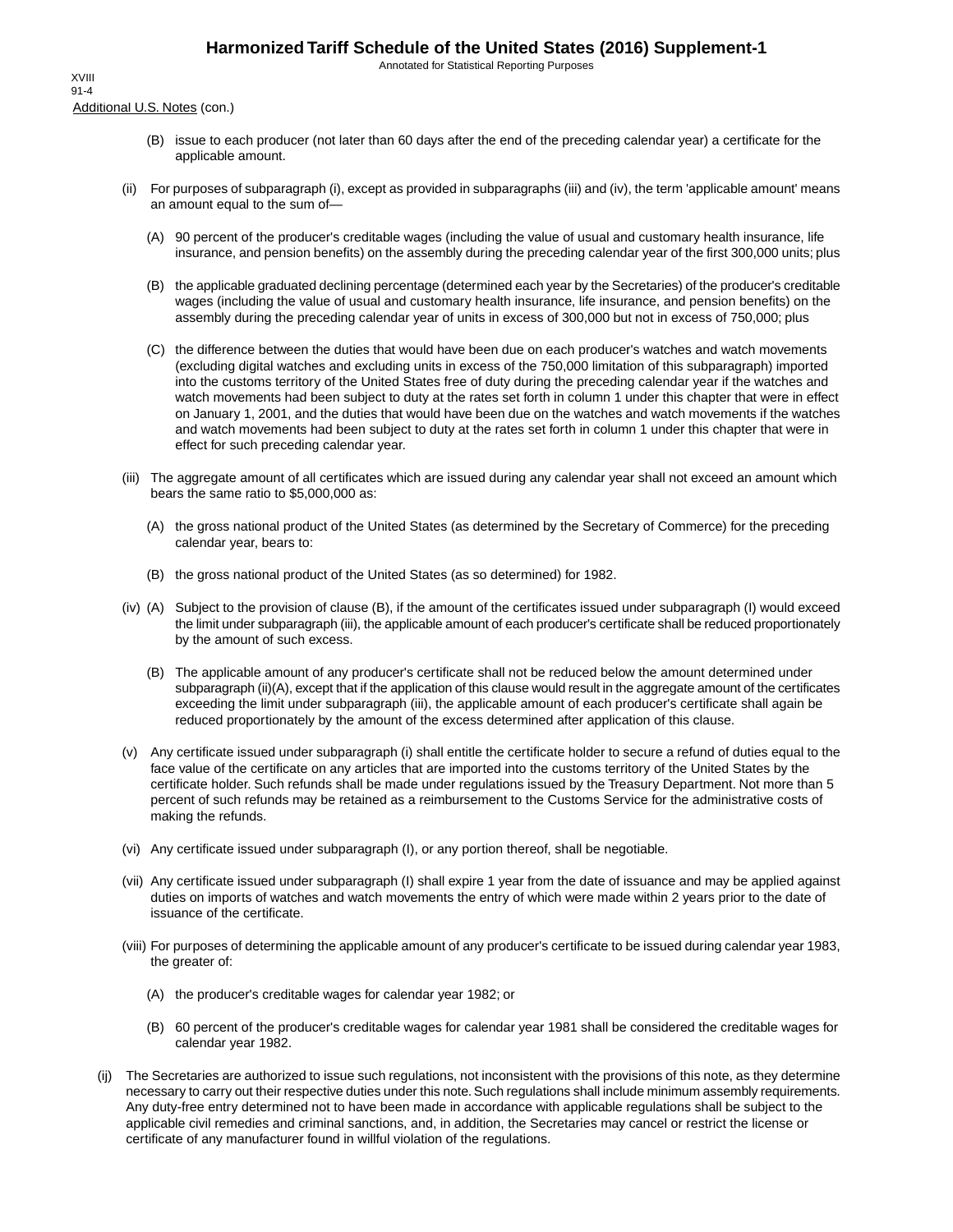Additional U.S. Notes (con.)

(B) issue to each producer (not later than 60 days after the end of the preceding calendar year) a certificate for the applicable amount.

(ii) For purposes of subparagraph (i), except as provided in subparagraphs (iii) and (iv), the term 'applicable amount' means an amount equal to the sum of—

(A) 90 percent of the producer's creditable wages (including the value of usual and customary health insurance, life insurance, and pension benefits) on the assembly during the preceding calendar year of the first 300,000 units; plus

(B) the applicable graduated declining percentage (determined each year by the Secretaries) of the producer's creditable wages (including the value of usual and customary health insurance, life insurance, and pension benefits) on the assembly during the preceding calendar year of units in excess of 300,000 but not in excess of 750,000; plus

(C) the difference between the duties that would have been due on each producer's watches and watch movements (excluding digital watches and excluding units in excess of the 750,000 limitation of this subparagraph) imported into the customs territory of the United States free of duty during the preceding calendar year if the watches and watch movements had been subject to duty at the rates set forth in column 1 under this chapter that were in effect on January 1, 2001, and the duties that would have been due on the watches and watch movements if the watches and watch movements had been subject to duty at the rates set forth in column 1 under this chapter that were in effect for such preceding calendar year.

(iii) The aggregate amount of all certificates which are issued during any calendar year shall not exceed an amount which bears the same ratio to $5,000,000 as:

(A) the gross national product of the United States (as determined by the Secretary of Commerce) for the preceding calendar year, bears to:

(B) the gross national product of the United States (as so determined) for 1982.

(iv) (A) Subject to the provision of clause (B), if the amount of the certificates issued under subparagraph (I) would exceed the limit under subparagraph (iii), the applicable amount of each producer's certificate shall be reduced proportionately by the amount of such excess.

(B) The applicable amount of any producer's certificate shall not be reduced below the amount determined under subparagraph (ii)(A), except that if the application of this clause would result in the aggregate amount of the certificates exceeding the limit under subparagraph (iii), the applicable amount of each producer's certificate shall again be reduced proportionately by the amount of the excess determined after application of this clause.

(v) Any certificate issued under subparagraph (i) shall entitle the certificate holder to secure a refund of duties equal to the face value of the certificate on any articles that are imported into the customs territory of the United States by the certificate holder. Such refunds shall be made under regulations issued by the Treasury Department. Not more than 5 percent of such refunds may be retained as a reimbursement to the Customs Service for the administrative costs of making the refunds.

(vi) Any certificate issued under subparagraph (I), or any portion thereof, shall be negotiable.

(vii) Any certificate issued under subparagraph (I) shall expire 1 year from the date of issuance and may be applied against duties on imports of watches and watch movements the entry of which were made within 2 years prior to the date of issuance of the certificate.

(viii) For purposes of determining the applicable amount of any producer's certificate to be issued during calendar year 1983, the greater of:

(A) the producer's creditable wages for calendar year 1982; or

(B) 60 percent of the producer's creditable wages for calendar year 1981 shall be considered the creditable wages for calendar year 1982.

(ij) The Secretaries are authorized to issue such regulations, not inconsistent with the provisions of this note, as they determine necessary to carry out their respective duties under this note. Such regulations shall include minimum assembly requirements. Any duty-free entry determined not to have been made in accordance with applicable regulations shall be subject to the applicable civil remedies and criminal sanctions, and, in addition, the Secretaries may cancel or restrict the license or certificate of any manufacturer found in willful violation of the regulations.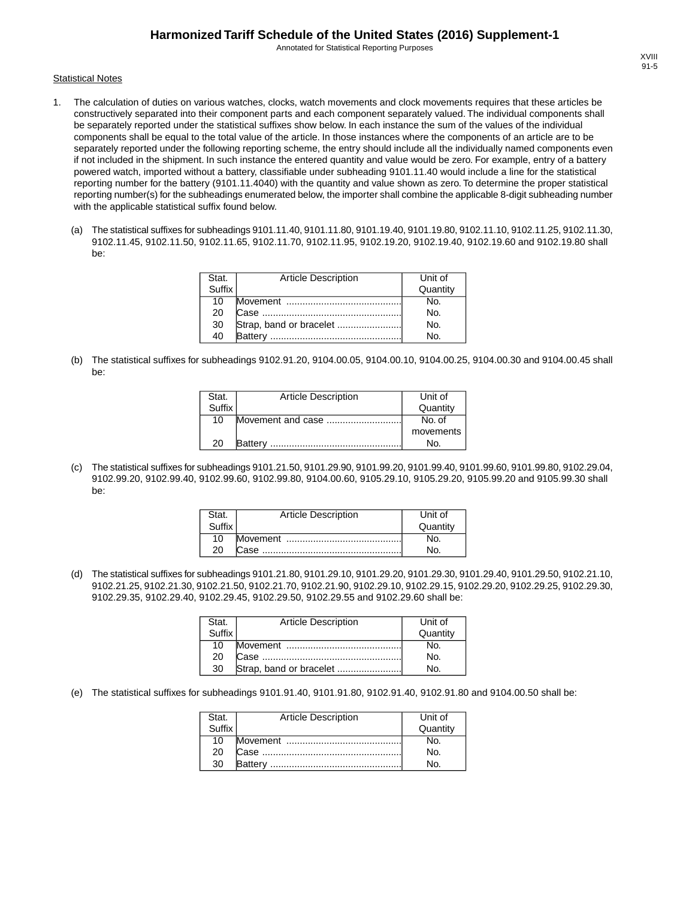Statistical Notes

1. The calculation of duties on various watches, clocks, watch movements and clock movements requires that these articles be constructively separated into their component parts and each component separately valued. The individual components shall be separately reported under the statistical suffixes show below. In each instance the sum of the values of the individual components shall be equal to the total value of the article. In those instances where the components of an article are to be separately reported under the following reporting scheme, the entry should include all the individually named components even if not included in the shipment. In such instance the entered quantity and value would be zero. For example, entry of a battery powered watch, imported without a battery, classifiable under subheading 9101.11.40 would include a line for the statistical reporting number for the battery (9101.11.4040) with the quantity and value shown as zero. To determine the proper statistical reporting number(s) for the subheadings enumerated below, the importer shall combine the applicable 8-digit subheading number with the applicable statistical suffix found below.

   (a) The statistical suffixes for subheadings 9101.11.40, 9101.11.80, 9101.19.40, 9101.19.80, 9102.11.10, 9102.11.25, 9102.11.30, 9102.11.45, 9102.11.50, 9102.11.65, 9102.11.70, 9102.11.95, 9102.19.20, 9102.19.40, 9102.19.60 and 9102.19.80 shall be:

| Stat. Suffix | Article Description | Unit of Quantity |
|---|---|---|
| 10 | Movement .......................................... | No. |
| 20 | Case .................................................... | No. |
| 30 | Strap, band or bracelet ........................ | No. |
| 40 | Battery ................................................. | No. |

   (b) The statistical suffixes for subheadings 9102.91.20, 9104.00.05, 9104.00.10, 9104.00.25, 9104.00.30 and 9104.00.45 shall be:

| Stat. Suffix | Article Description | Unit of Quantity |
|---|---|---|
| 10 | Movement and case ............................ | No. of movements |
| 20 | Battery ................................................. | No. |

   (c) The statistical suffixes for subheadings 9101.21.50, 9101.29.90, 9101.99.20, 9101.99.40, 9101.99.60, 9101.99.80, 9102.29.04, 9102.99.20, 9102.99.40, 9102.99.60, 9102.99.80, 9104.00.60, 9105.29.10, 9105.29.20, 9105.99.20 and 9105.99.30 shall be:

| Stat. Suffix | Article Description | Unit of Quantity |
|---|---|---|
| 10 | Movement .......................................... | No. |
| 20 | Case .................................................... | No. |

   (d) The statistical suffixes for subheadings 9101.21.80, 9101.29.10, 9101.29.20, 9101.29.30, 9101.29.40, 9101.29.50, 9102.21.10, 9102.21.25, 9102.21.30, 9102.21.50, 9102.21.70, 9102.21.90, 9102.29.10, 9102.29.15, 9102.29.20, 9102.29.25, 9102.29.30, 9102.29.35, 9102.29.40, 9102.29.45, 9102.29.50, 9102.29.55 and 9102.29.60 shall be:

| Stat. Suffix | Article Description | Unit of Quantity |
|---|---|---|
| 10 | Movement .......................................... | No. |
| 20 | Case .................................................... | No. |
| 30 | Strap, band or bracelet ........................ | No. |

   (e) The statistical suffixes for subheadings 9101.91.40, 9101.91.80, 9102.91.40, 9102.91.80 and 9104.00.50 shall be:

| Stat. Suffix | Article Description | Unit of Quantity |
|---|---|---|
| 10 | Movement .......................................... | No. |
| 20 | Case .................................................... | No. |
| 30 | Battery ................................................. | No. |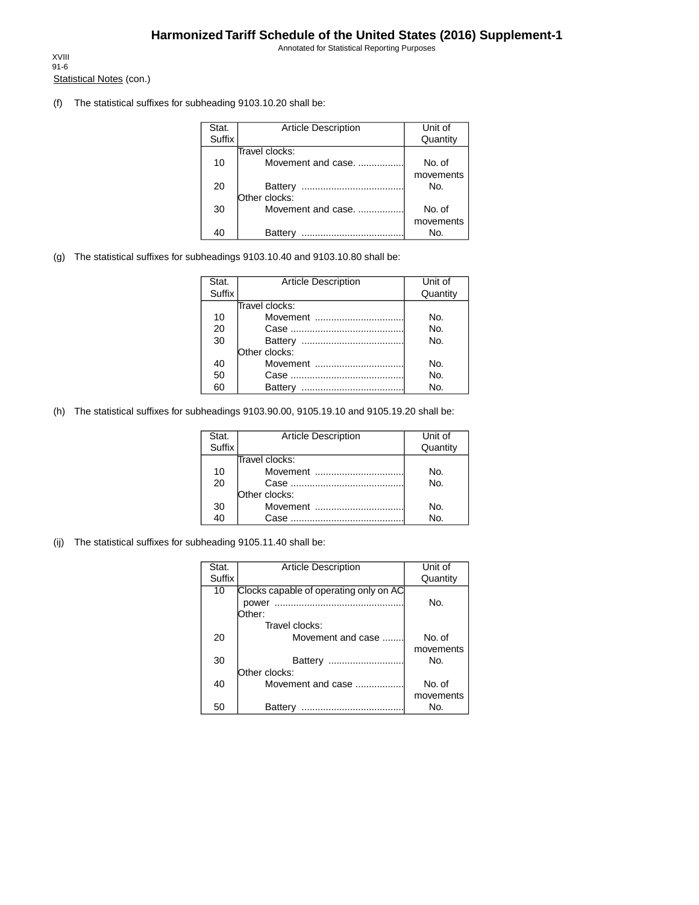XVIII
91-6

Statistical Notes (con.)

(f) The statistical suffixes for subheading 9103.10.20 shall be:

| Stat. Suffix | Article Description | Unit of Quantity |
|---|---|---|
| | Travel clocks: | |
| 10 | Movement and case. ................. | No. of movements |
| 20 | Battery ...................................... | No. |
| | Other clocks: | |
| 30 | Movement and case. ................. | No. of movements |
| 40 | Battery ...................................... | No. |

(g) The statistical suffixes for subheadings 9103.10.40 and 9103.10.80 shall be:

| Stat. Suffix | Article Description | Unit of Quantity |
|---|---|---|
| | Travel clocks: | |
| 10 | Movement ................................. | No. |
| 20 | Case .......................................... | No. |
| 30 | Battery ...................................... | No. |
| | Other clocks: | |
| 40 | Movement ................................. | No. |
| 50 | Case .......................................... | No. |
| 60 | Battery ...................................... | No. |

(h) The statistical suffixes for subheadings 9103.90.00, 9105.19.10 and 9105.19.20 shall be:

| Stat. Suffix | Article Description | Unit of Quantity |
|---|---|---|
| | Travel clocks: | |
| 10 | Movement ................................. | No. |
| 20 | Case .......................................... | No. |
| | Other clocks: | |
| 30 | Movement ................................. | No. |
| 40 | Case .......................................... | No. |

(ij) The statistical suffixes for subheading 9105.11.40 shall be:

| Stat. Suffix | Article Description | Unit of Quantity |
|---|---|---|
| 10 | Clocks capable of operating only on AC power ................................................ | No. |
| | Other: | |
| | Travel clocks: | |
| 20 | Movement and case ........ | No. of movements |
| 30 | Battery ............................ | No. |
| | Other clocks: | |
| 40 | Movement and case .................. | No. of movements |
| 50 | Battery ...................................... | No. |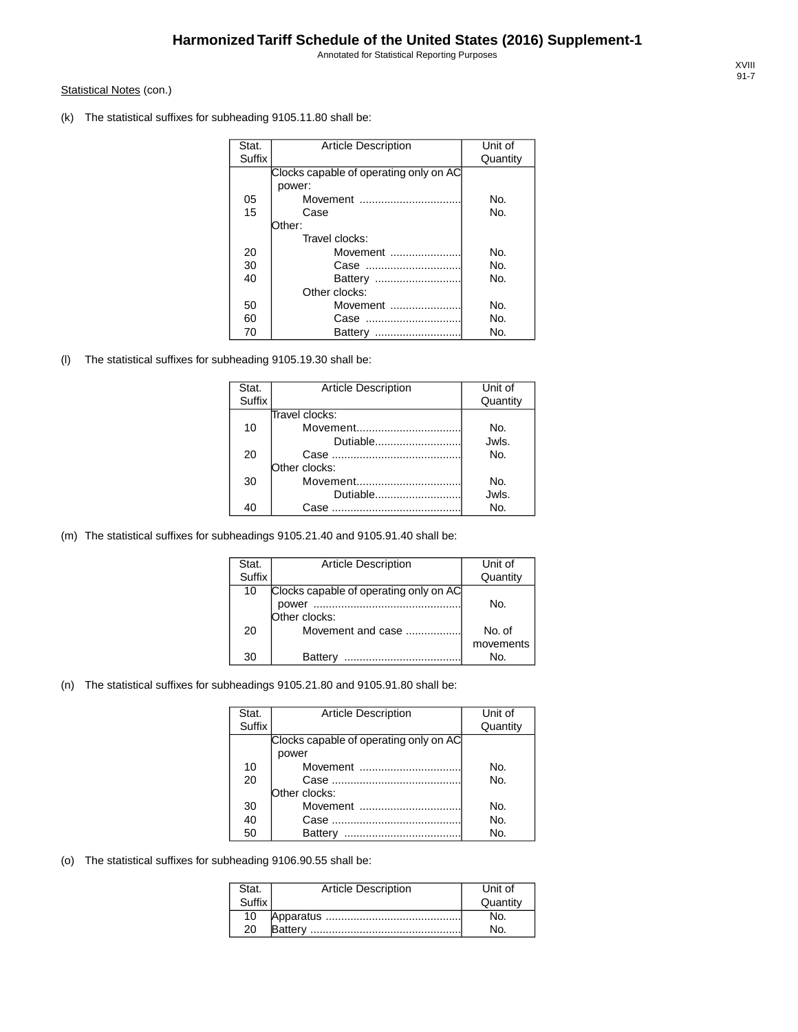Statistical Notes (con.)

(k) The statistical suffixes for subheading 9105.11.80 shall be:

| Stat. Suffix | Article Description | Unit of Quantity |
|---|---|---|
| | Clocks capable of operating only on AC power: | |
| 05 | Movement ................................. | No. |
| 15 | Case | No. |
| | Other: | |
| | Travel clocks: | |
| 20 | Movement ....................... | No. |
| 30 | Case ............................... | No. |
| 40 | Battery ............................ | No. |
| | Other clocks: | |
| 50 | Movement ....................... | No. |
| 60 | Case ............................... | No. |
| 70 | Battery ............................ | No. |

(l) The statistical suffixes for subheading 9105.19.30 shall be:

| Stat. Suffix | Article Description | Unit of Quantity |
|---|---|---|
| | Travel clocks: | |
| 10 | Movement.................................. | No. |
| | Dutiable............................ | Jwls. |
| 20 | Case .......................................... | No. |
| | Other clocks: | |
| 30 | Movement.................................. | No. |
| | Dutiable............................ | Jwls. |
| 40 | Case .......................................... | No. |

(m) The statistical suffixes for subheadings 9105.21.40 and 9105.91.40 shall be:

| Stat. Suffix | Article Description | Unit of Quantity |
|---|---|---|
| 10 | Clocks capable of operating only on AC power ............................................... | No. |
| | Other clocks: | |
| 20 | Movement and case .................. | No. of movements |
| 30 | Battery ...................................... | No. |

(n) The statistical suffixes for subheadings 9105.21.80 and 9105.91.80 shall be:

| Stat. Suffix | Article Description | Unit of Quantity |
|---|---|---|
| | Clocks capable of operating only on AC power | |
| 10 | Movement ................................. | No. |
| 20 | Case .......................................... | No. |
| | Other clocks: | |
| 30 | Movement ................................. | No. |
| 40 | Case .......................................... | No. |
| 50 | Battery ...................................... | No. |

(o) The statistical suffixes for subheading 9106.90.55 shall be:

| Stat. Suffix | Article Description | Unit of Quantity |
|---|---|---|
| 10 | Apparatus ............................................ | No. |
| 20 | Battery ................................................. | No. |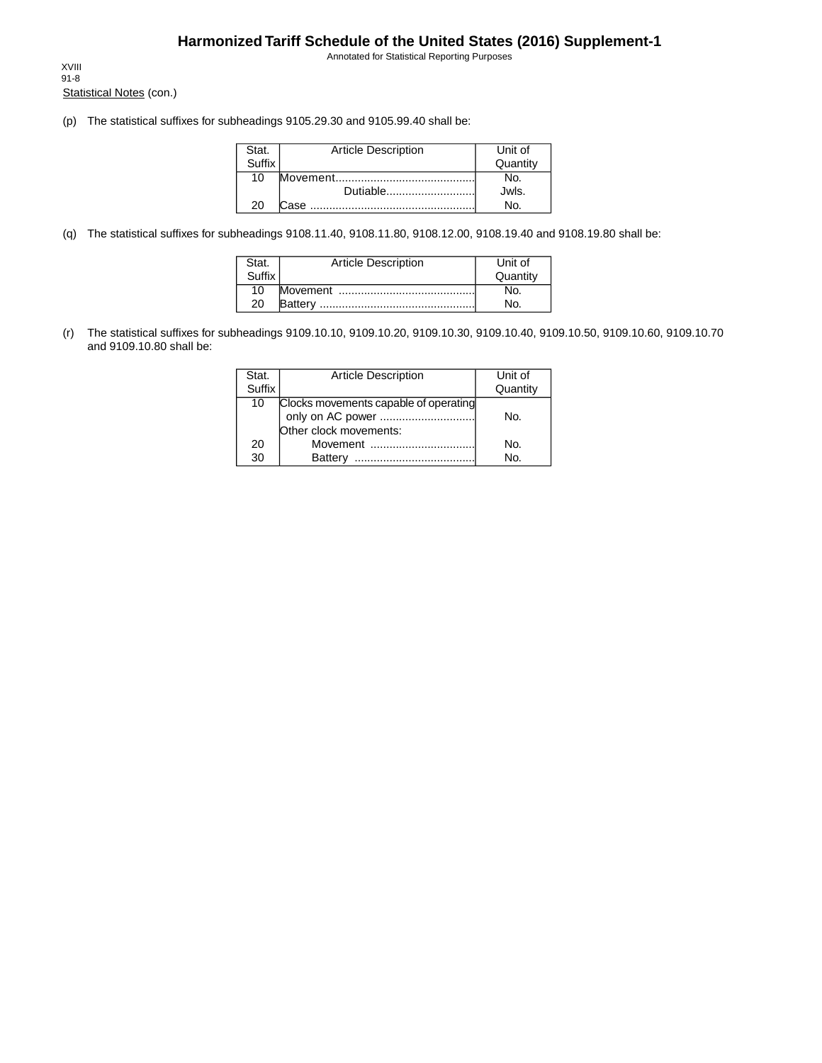Statistical Notes (con.)

(p) The statistical suffixes for subheadings 9105.29.30 and 9105.99.40 shall be:

| Stat. Suffix | Article Description | Unit of Quantity |
|---|---|---|
| 10 | Movement............................................ | No. |
| | Dutiable............................ | Jwls. |
| 20 | Case .................................................... | No. |

(q) The statistical suffixes for subheadings 9108.11.40, 9108.11.80, 9108.12.00, 9108.19.40 and 9108.19.80 shall be:

| Stat. Suffix | Article Description | Unit of Quantity |
|---|---|---|
| 10 | Movement ........................................... | No. |
| 20 | Battery ................................................. | No. |

(r) The statistical suffixes for subheadings 9109.10.10, 9109.10.20, 9109.10.30, 9109.10.40, 9109.10.50, 9109.10.60, 9109.10.70 and 9109.10.80 shall be:

| Stat. Suffix | Article Description | Unit of Quantity |
|---|---|---|
| 10 | Clocks movements capable of operating only on AC power .............................. | No. |
| | Other clock movements: | |
| 20 | Movement ................................. | No. |
| 30 | Battery ...................................... | No. |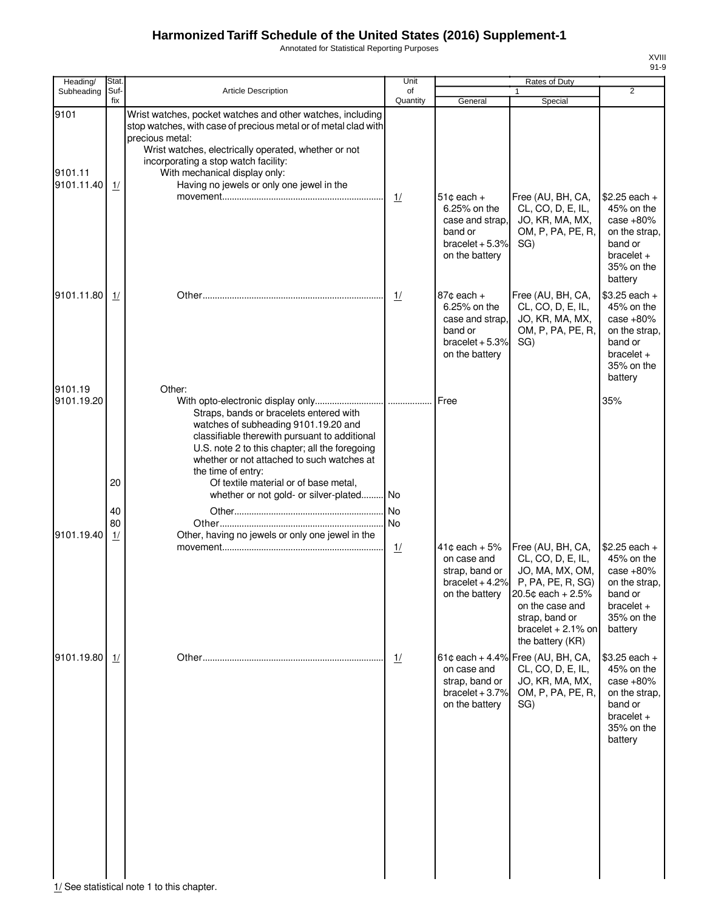# Harmonized Tariff Schedule of the United States (2016) Supplement-1

Annotated for Statistical Reporting Purposes

XVIII
91-9

| Heading/ Subheading | Stat. Suf- fix | Article Description | Unit of Quantity | Rates of Duty | | |
|---|---|---|---|---|---|---|
| | | | | 1 | | 2 |
| | | | | General | Special | |
| 9101 | | Wrist watches, pocket watches and other watches, including stop watches, with case of precious metal or of metal clad with precious metal: | | | | |
| | | Wrist watches, electrically operated, whether or not incorporating a stop watch facility: | | | | |
| 9101.11 | | With mechanical display only: | | | | |
| 9101.11.40 | 1/ | Having no jewels or only one jewel in the movement | 1/ | 51¢ each + 6.25% on the case and strap, band or bracelet + 5.3% on the battery | Free (AU, BH, CA, CL, CO, D, E, IL, JO, KR, MA, MX, OM, P, PA, PE, R, SG) | $2.25 each + 45% on the case +80% on the strap, band or bracelet + 35% on the battery |
| 9101.11.80 | 1/ | Other | 1/ | 87¢ each + 6.25% on the case and strap, band or bracelet + 5.3% on the battery | Free (AU, BH, CA, CL, CO, D, E, IL, JO, KR, MA, MX, OM, P, PA, PE, R, SG) | $3.25 each + 45% on the case +80% on the strap, band or bracelet + 35% on the battery |
| 9101.19 | | Other: | | | | |
| 9101.19.20 | | With opto-electronic display only | ........ | Free | | 35% |
| | | Straps, bands or bracelets entered with watches of subheading 9101.19.20 and classifiable therewith pursuant to additional U.S. note 2 to this chapter; all the foregoing whether or not attached to such watches at the time of entry: | | | | |
| | 20 | Of textile material or of base metal, whether or not gold- or silver-plated | No | | | |
| | 40 | Other | No | | | |
| | 80 | Other | No | | | |
| 9101.19.40 | 1/ | Other, having no jewels or only one jewel in the movement | 1/ | 41¢ each + 5% on case and strap, band or bracelet + 4.2% on the battery | Free (AU, BH, CA, CL, CO, D, E, IL, JO, MA, MX, OM, P, PA, PE, R, SG)<br>20.5¢ each + 2.5% on the case and strap, band or bracelet + 2.1% on the battery (KR) | $2.25 each + 45% on the case +80% on the strap, band or bracelet + 35% on the battery |
| 9101.19.80 | 1/ | Other | 1/ | 61¢ each + 4.4% on case and strap, band or bracelet + 3.7% on the battery | Free (AU, BH, CA, CL, CO, D, E, IL, JO, KR, MA, MX, OM, P, PA, PE, R, SG) | $3.25 each + 45% on the case +80% on the strap, band or bracelet + 35% on the battery |

1/ See statistical note 1 to this chapter.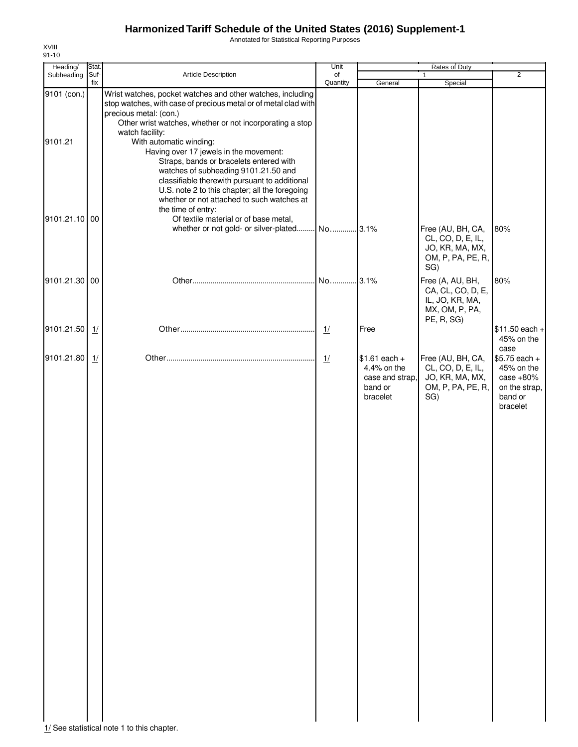# Harmonized Tariff Schedule of the United States (2016) Supplement-1

Annotated for Statistical Reporting Purposes

XVIII
91-10

| Heading/ Subheading | Stat. Suf- fix | Article Description | Unit of Quantity | Rates of Duty 1 General | Special | 2 |
|---|---|---|---|---|---|---|
| 9101 (con.) | | Wrist watches, pocket watches and other watches, including stop watches, with case of precious metal or of metal clad with precious metal: (con.) | | | | |
| | | Other wrist watches, whether or not incorporating a stop watch facility: | | | | |
| 9101.21 | | With automatic winding: | | | | |
| | | Having over 17 jewels in the movement: | | | | |
| | | Straps, bands or bracelets entered with watches of subheading 9101.21.50 and classifiable therewith pursuant to additional U.S. note 2 to this chapter; all the foregoing whether or not attached to such watches at the time of entry: | | | | |
| 9101.21.10 | 00 | Of textile material or of base metal, whether or not gold- or silver-plated | No. | 3.1% | Free (AU, BH, CA, CL, CO, D, E, IL, JO, KR, MA, MX, OM, P, PA, PE, R, SG) | 80% |
| 9101.21.30 | 00 | Other | No. | 3.1% | Free (A, AU, BH, CA, CL, CO, D, E, IL, JO, KR, MA, MX, OM, P, PA, PE, R, SG) | 80% |
| 9101.21.50 | 1/ | Other | 1/ | Free | | $11.50 each + 45% on the case |
| 9101.21.80 | 1/ | Other | 1/ | $1.61 each + 4.4% on the case and strap, band or bracelet | Free (AU, BH, CA, CL, CO, D, E, IL, JO, KR, MA, MX, OM, P, PA, PE, R, SG) | $5.75 each + 45% on the case +80% on the strap, band or bracelet |

1/ See statistical note 1 to this chapter.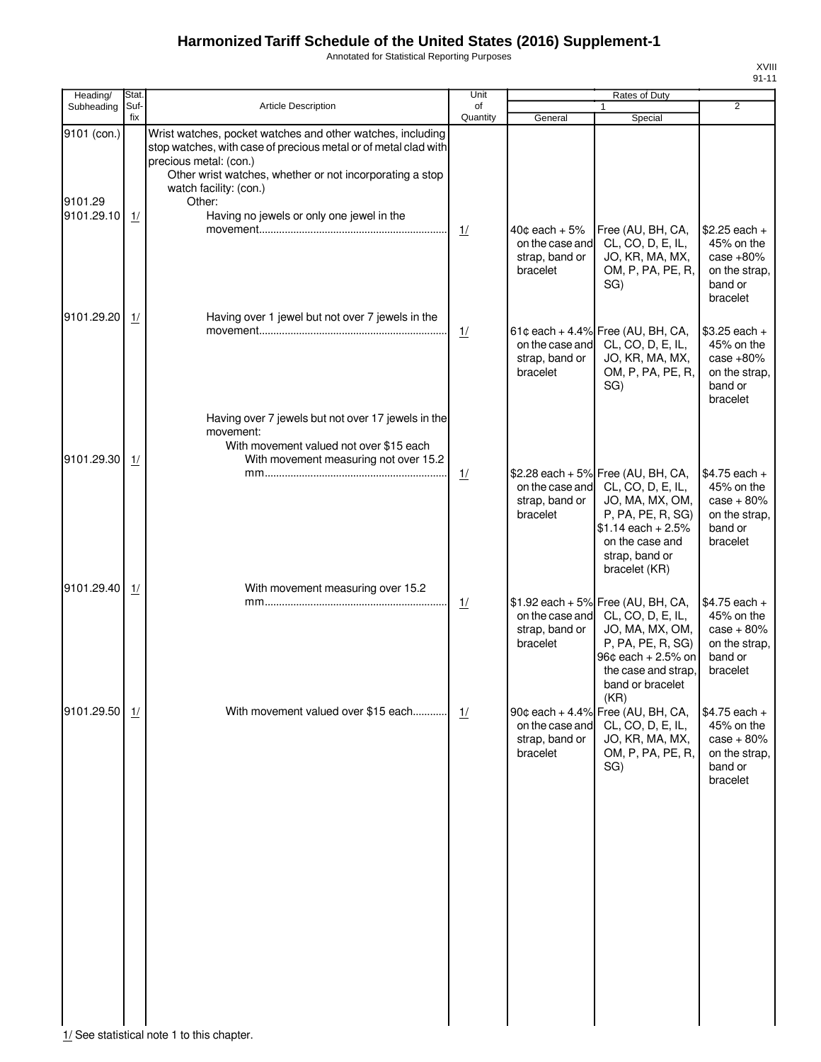# Harmonized Tariff Schedule of the United States (2016) Supplement-1

Annotated for Statistical Reporting Purposes

XVIII
91-11

| Heading/ Subheading | Stat. Suf- fix | Article Description | Unit of Quantity | Rates of Duty 1 General | Special | 2 |
|---|---|---|---|---|---|---|
| 9101 (con.) | | Wrist watches, pocket watches and other watches, including stop watches, with case of precious metal or of metal clad with precious metal: (con.) | | | | |
| | | Other wrist watches, whether or not incorporating a stop watch facility: (con.) | | | | |
| 9101.29 | | Other: | | | | |
| 9101.29.10 | 1/ | Having no jewels or only one jewel in the movement | 1/ | 40¢ each + 5% on the case and strap, band or bracelet | Free (AU, BH, CA, CL, CO, D, E, IL, JO, KR, MA, MX, OM, P, PA, PE, R, SG) | $2.25 each + 45% on the case +80% on the strap, band or bracelet |
| 9101.29.20 | 1/ | Having over 1 jewel but not over 7 jewels in the movement | 1/ | 61¢ each + 4.4% on the case and strap, band or bracelet | Free (AU, BH, CA, CL, CO, D, E, IL, JO, KR, MA, MX, OM, P, PA, PE, R, SG) | $3.25 each + 45% on the case +80% on the strap, band or bracelet |
| | | Having over 7 jewels but not over 17 jewels in the movement: | | | | |
| | | With movement valued not over $15 each | | | | |
| 9101.29.30 | 1/ | With movement measuring not over 15.2 mm | 1/ | $2.28 each + 5% on the case and strap, band or bracelet | Free (AU, BH, CA, CL, CO, D, E, IL, JO, MA, MX, OM, P, PA, PE, R, SG) $1.14 each + 2.5% on the case and strap, band or bracelet (KR) | $4.75 each + 45% on the case + 80% on the strap, band or bracelet |
| 9101.29.40 | 1/ | With movement measuring over 15.2 mm | 1/ | $1.92 each + 5% on the case and strap, band or bracelet | Free (AU, BH, CA, CL, CO, D, E, IL, JO, MA, MX, OM, P, PA, PE, R, SG) 96¢ each + 2.5% on the case and strap, band or bracelet (KR) | $4.75 each + 45% on the case + 80% on the strap, band or bracelet |
| 9101.29.50 | 1/ | With movement valued over $15 each | 1/ | 90¢ each + 4.4% on the case and strap, band or bracelet | Free (AU, BH, CA, CL, CO, D, E, IL, JO, KR, MA, MX, OM, P, PA, PE, R, SG) | $4.75 each + 45% on the case + 80% on the strap, band or bracelet |

1/ See statistical note 1 to this chapter.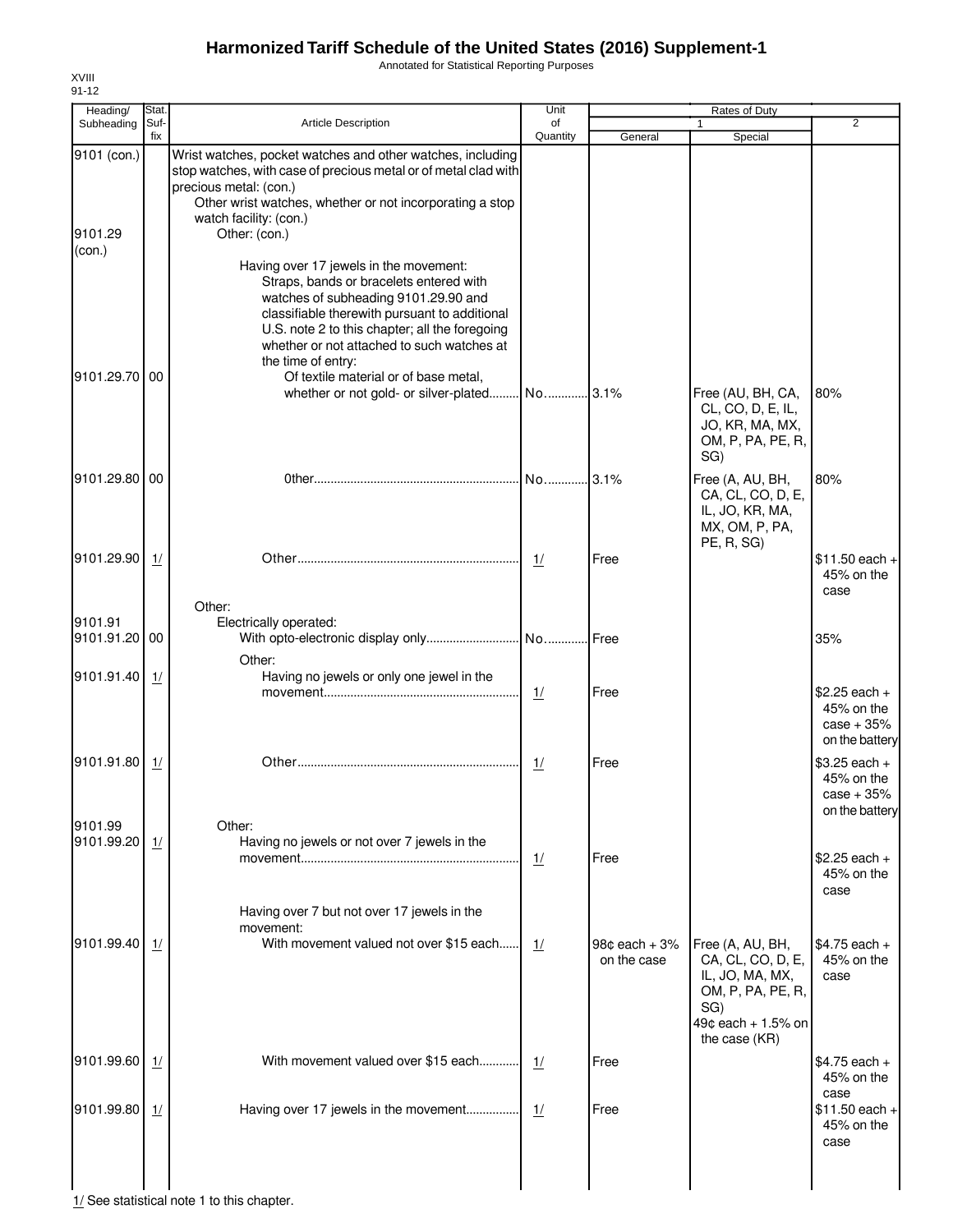# Harmonized Tariff Schedule of the United States (2016) Supplement-1

Annotated for Statistical Reporting Purposes

XVIII
91-12

| Heading/ Subheading | Stat. Suf- fix | Article Description | Unit of Quantity | Rates of Duty 1 General | Special | 2 |
|---|---|---|---|---|---|---|
| 9101 (con.) | | Wrist watches, pocket watches and other watches, including stop watches, with case of precious metal or of metal clad with precious metal: (con.) | | | | |
| | | Other wrist watches, whether or not incorporating a stop watch facility: (con.) | | | | |
| 9101.29 (con.) | | Other: (con.) | | | | |
| | | Having over 17 jewels in the movement: | | | | |
| | | Straps, bands or bracelets entered with watches of subheading 9101.29.90 and classifiable therewith pursuant to additional U.S. note 2 to this chapter; all the foregoing whether or not attached to such watches at the time of entry: | | | | |
| 9101.29.70 | 00 | Of textile material or of base metal, whether or not gold- or silver-plated | No. | 3.1% | Free (AU, BH, CA, CL, CO, D, E, IL, JO, KR, MA, MX, OM, P, PA, PE, R, SG) | 80% |
| 9101.29.80 | 00 | 0ther | No. | 3.1% | Free (A, AU, BH, CA, CL, CO, D, E, IL, JO, KR, MA, MX, OM, P, PA, PE, R, SG) | 80% |
| 9101.29.90 | 1/ | Other | 1/ | Free | | $11.50 each + 45% on the case |
| | | Other: | | | | |
| 9101.91 | | Electrically operated: | | | | |
| 9101.91.20 | 00 | With opto-electronic display only | No. | Free | | 35% |
| | | Other: | | | | |
| 9101.91.40 | 1/ | Having no jewels or only one jewel in the movement | 1/ | Free | | $2.25 each + 45% on the case + 35% on the battery |
| 9101.91.80 | 1/ | Other | 1/ | Free | | $3.25 each + 45% on the case + 35% on the battery |
| 9101.99 | | Other: | | | | |
| 9101.99.20 | 1/ | Having no jewels or not over 7 jewels in the movement | 1/ | Free | | $2.25 each + 45% on the case |
| | | Having over 7 but not over 17 jewels in the movement: | | | | |
| 9101.99.40 | 1/ | With movement valued not over $15 each | 1/ | 98¢ each + 3% on the case | Free (A, AU, BH, CA, CL, CO, D, E, IL, JO, MA, MX, OM, P, PA, PE, R, SG) 49¢ each + 1.5% on the case (KR) | $4.75 each + 45% on the case |
| 9101.99.60 | 1/ | With movement valued over $15 each | 1/ | Free | | $4.75 each + 45% on the case |
| 9101.99.80 | 1/ | Having over 17 jewels in the movement | 1/ | Free | | $11.50 each + 45% on the case |

1/ See statistical note 1 to this chapter.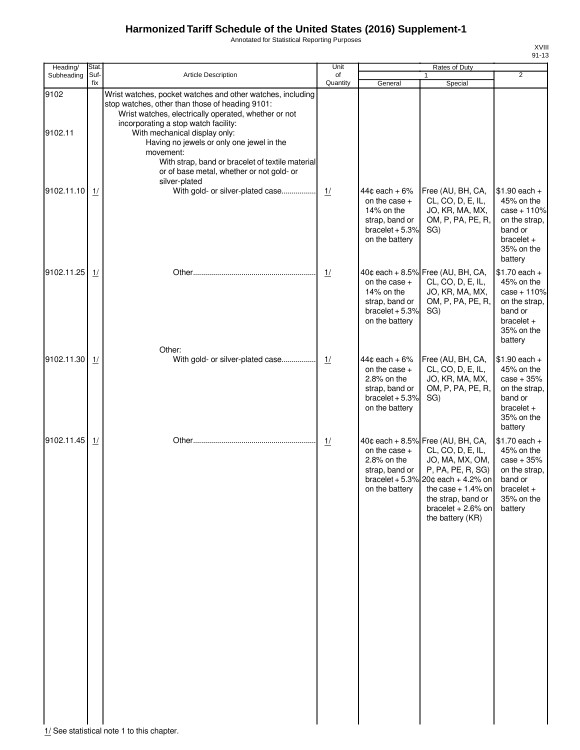# Harmonized Tariff Schedule of the United States (2016) Supplement-1

Annotated for Statistical Reporting Purposes

| Heading/ Subheading | Stat. Suf- fix | Article Description | Unit of Quantity | Rates of Duty 1 General | Special | 2 |
|---|---|---|---|---|---|---|
| 9102 | | Wrist watches, pocket watches and other watches, including stop watches, other than those of heading 9101: | | | | |
| | | Wrist watches, electrically operated, whether or not incorporating a stop watch facility: | | | | |
| 9102.11 | | With mechanical display only: | | | | |
| | | Having no jewels or only one jewel in the movement: | | | | |
| | | With strap, band or bracelet of textile material or of base metal, whether or not gold- or silver-plated | | | | |
| 9102.11.10 | 1/ | With gold- or silver-plated case................. | 1/ | 44¢ each + 6% on the case + 14% on the strap, band or bracelet + 5.3% on the battery | Free (AU, BH, CA, CL, CO, D, E, IL, JO, KR, MA, MX, OM, P, PA, PE, R, SG) | $1.90 each + 45% on the case + 110% on the strap, band or bracelet + 35% on the battery |
| 9102.11.25 | 1/ | Other............................................................ | 1/ | 40¢ each + 8.5% on the case + 14% on the strap, band or bracelet + 5.3% on the battery | Free (AU, BH, CA, CL, CO, D, E, IL, JO, KR, MA, MX, OM, P, PA, PE, R, SG) | $1.70 each + 45% on the case + 110% on the strap, band or bracelet + 35% on the battery |
| | | Other: | | | | |
| 9102.11.30 | 1/ | With gold- or silver-plated case................. | 1/ | 44¢ each + 6% on the case + 2.8% on the strap, band or bracelet + 5.3% on the battery | Free (AU, BH, CA, CL, CO, D, E, IL, JO, KR, MA, MX, OM, P, PA, PE, R, SG) | $1.90 each + 45% on the case + 35% on the strap, band or bracelet + 35% on the battery |
| 9102.11.45 | 1/ | Other............................................................ | 1/ | 40¢ each + 8.5% on the case + 2.8% on the strap, band or bracelet + 5.3% on the battery | Free (AU, BH, CA, CL, CO, D, E, IL, JO, MA, MX, OM, P, PA, PE, R, SG) 20¢ each + 4.2% on the case + 1.4% on the strap, band or bracelet + 2.6% on the battery (KR) | $1.70 each + 45% on the case + 35% on the strap, band or bracelet + 35% on the battery |

1/ See statistical note 1 to this chapter.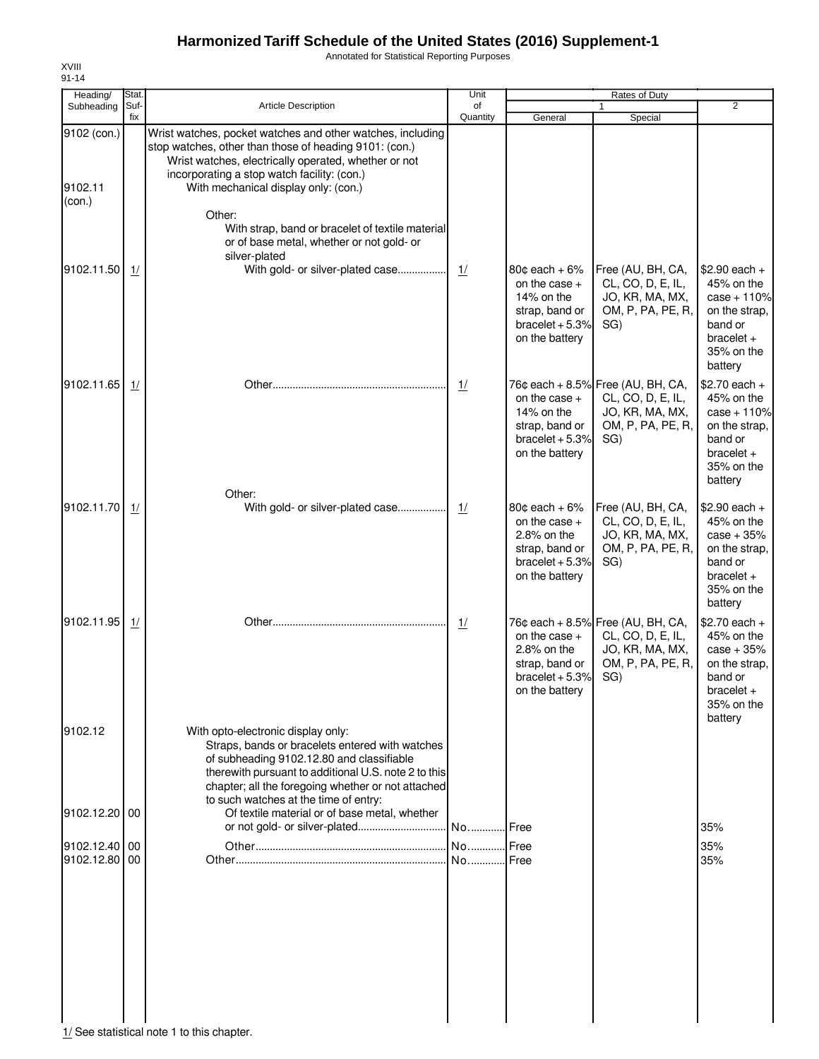# Harmonized Tariff Schedule of the United States (2016) Supplement-1

Annotated for Statistical Reporting Purposes

XVIII
91-14

| Heading/ Subheading | Stat. Suf- fix | Article Description | Unit of Quantity | Rates of Duty 1 General | Special | 2 |
|---|---|---|---|---|---|---|
| 9102 (con.) | | Wrist watches, pocket watches and other watches, including stop watches, other than those of heading 9101: (con.) | | | | |
| | | Wrist watches, electrically operated, whether or not incorporating a stop watch facility: (con.) | | | | |
| 9102.11 (con.) | | With mechanical display only: (con.) | | | | |
| | | Other: | | | | |
| | | With strap, band or bracelet of textile material or of base metal, whether or not gold- or silver-plated | | | | |
| 9102.11.50 | 1/ | With gold- or silver-plated case | 1/ | 80¢ each + 6% on the case + 14% on the strap, band or bracelet + 5.3% on the battery | Free (AU, BH, CA, CL, CO, D, E, IL, JO, KR, MA, MX, OM, P, PA, PE, R, SG) | $2.90 each + 45% on the case + 110% on the strap, band or bracelet + 35% on the battery |
| 9102.11.65 | 1/ | Other | 1/ | 76¢ each + 8.5% on the case + 14% on the strap, band or bracelet + 5.3% on the battery | Free (AU, BH, CA, CL, CO, D, E, IL, JO, KR, MA, MX, OM, P, PA, PE, R, SG) | $2.70 each + 45% on the case + 110% on the strap, band or bracelet + 35% on the battery |
| | | Other: | | | | |
| 9102.11.70 | 1/ | With gold- or silver-plated case | 1/ | 80¢ each + 6% on the case + 2.8% on the strap, band or bracelet + 5.3% on the battery | Free (AU, BH, CA, CL, CO, D, E, IL, JO, KR, MA, MX, OM, P, PA, PE, R, SG) | $2.90 each + 45% on the case + 35% on the strap, band or bracelet + 35% on the battery |
| 9102.11.95 | 1/ | Other | 1/ | 76¢ each + 8.5% on the case + 2.8% on the strap, band or bracelet + 5.3% on the battery | Free (AU, BH, CA, CL, CO, D, E, IL, JO, KR, MA, MX, OM, P, PA, PE, R, SG) | $2.70 each + 45% on the case + 35% on the strap, band or bracelet + 35% on the battery |
| 9102.12 | | With opto-electronic display only: | | | | |
| | | Straps, bands or bracelets entered with watches of subheading 9102.12.80 and classifiable therewith pursuant to additional U.S. note 2 to this chapter; all the foregoing whether or not attached to such watches at the time of entry: | | | | |
| 9102.12.20 | 00 | Of textile material or of base metal, whether or not gold- or silver-plated | No. | Free | | 35% |
| 9102.12.40 | 00 | Other | No. | Free | | 35% |
| 9102.12.80 | 00 | Other | No. | Free | | 35% |

1/ See statistical note 1 to this chapter.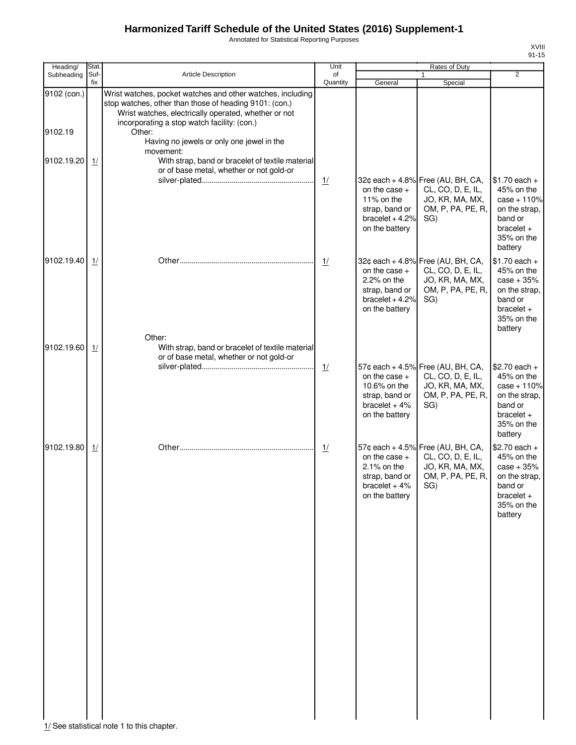# Harmonized Tariff Schedule of the United States (2016) Supplement-1

Annotated for Statistical Reporting Purposes

XVIII
91-15

| Heading/ Subheading | Stat. Suf- fix | Article Description | Unit of Quantity | Rates of Duty 1 General | Rates of Duty 1 Special | Rates of Duty 2 |
|---|---|---|---|---|---|---|
| 9102 (con.) | | Wrist watches, pocket watches and other watches, including stop watches, other than those of heading 9101: (con.) | | | | |
| | | Wrist watches, electrically operated, whether or not incorporating a stop watch facility: (con.) | | | | |
| 9102.19 | | Other: | | | | |
| | | Having no jewels or only one jewel in the movement: | | | | |
| 9102.19.20 | 1/ | With strap, band or bracelet of textile material or of base metal, whether or not gold-or silver-plated | 1/ | 32¢ each + 4.8% on the case + 11% on the strap, band or bracelet + 4.2% on the battery | Free (AU, BH, CA, CL, CO, D, E, IL, JO, KR, MA, MX, OM, P, PA, PE, R, SG) | $1.70 each + 45% on the case + 110% on the strap, band or bracelet + 35% on the battery |
| 9102.19.40 | 1/ | Other | 1/ | 32¢ each + 4.8% on the case + 2.2% on the strap, band or bracelet + 4.2% on the battery | Free (AU, BH, CA, CL, CO, D, E, IL, JO, KR, MA, MX, OM, P, PA, PE, R, SG) | $1.70 each + 45% on the case + 35% on the strap, band or bracelet + 35% on the battery |
| | | Other: | | | | |
| 9102.19.60 | 1/ | With strap, band or bracelet of textile material or of base metal, whether or not gold-or silver-plated | 1/ | 57¢ each + 4.5% on the case + 10.6% on the strap, band or bracelet + 4% on the battery | Free (AU, BH, CA, CL, CO, D, E, IL, JO, KR, MA, MX, OM, P, PA, PE, R, SG) | $2.70 each + 45% on the case + 110% on the strap, band or bracelet + 35% on the battery |
| 9102.19.80 | 1/ | Other | 1/ | 57¢ each + 4.5% on the case + 2.1% on the strap, band or bracelet + 4% on the battery | Free (AU, BH, CA, CL, CO, D, E, IL, JO, KR, MA, MX, OM, P, PA, PE, R, SG) | $2.70 each + 45% on the case + 35% on the strap, band or bracelet + 35% on the battery |

1/ See statistical note 1 to this chapter.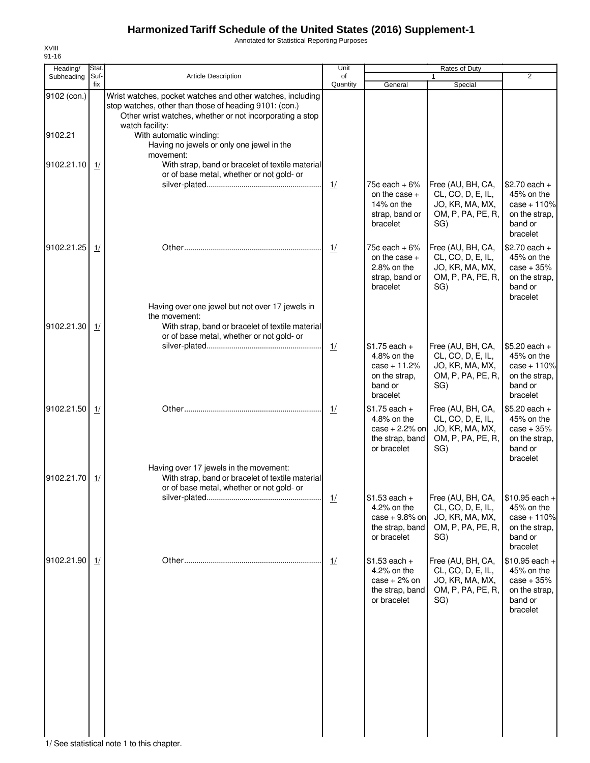# Harmonized Tariff Schedule of the United States (2016) Supplement-1

Annotated for Statistical Reporting Purposes

XVIII
91-16

| Heading/ Subheading | Stat. Suf-fix | Article Description | Unit of Quantity | Rates of Duty 1 General | Rates of Duty 1 Special | Rates of Duty 2 |
|---|---|---|---|---|---|---|
| 9102 (con.) | | Wrist watches, pocket watches and other watches, including stop watches, other than those of heading 9101: (con.) | | | | |
| | | Other wrist watches, whether or not incorporating a stop watch facility: | | | | |
| 9102.21 | | With automatic winding: | | | | |
| | | Having no jewels or only one jewel in the movement: | | | | |
| 9102.21.10 | 1/ | With strap, band or bracelet of textile material or of base metal, whether or not gold- or silver-plated | 1/ | 75¢ each + 6% on the case + 14% on the strap, band or bracelet | Free (AU, BH, CA, CL, CO, D, E, IL, JO, KR, MA, MX, OM, P, PA, PE, R, SG) | $2.70 each + 45% on the case + 110% on the strap, band or bracelet |
| 9102.21.25 | 1/ | Other | 1/ | 75¢ each + 6% on the case + 2.8% on the strap, band or bracelet | Free (AU, BH, CA, CL, CO, D, E, IL, JO, KR, MA, MX, OM, P, PA, PE, R, SG) | $2.70 each + 45% on the case + 35% on the strap, band or bracelet |
| | | Having over one jewel but not over 17 jewels in the movement: | | | | |
| 9102.21.30 | 1/ | With strap, band or bracelet of textile material or of base metal, whether or not gold- or silver-plated | 1/ | $1.75 each + 4.8% on the case + 11.2% on the strap, band or bracelet | Free (AU, BH, CA, CL, CO, D, E, IL, JO, KR, MA, MX, OM, P, PA, PE, R, SG) | $5.20 each + 45% on the case + 110% on the strap, band or bracelet |
| 9102.21.50 | 1/ | Other | 1/ | $1.75 each + 4.8% on the case + 2.2% on the strap, band or bracelet | Free (AU, BH, CA, CL, CO, D, E, IL, JO, KR, MA, MX, OM, P, PA, PE, R, SG) | $5.20 each + 45% on the case + 35% on the strap, band or bracelet |
| | | Having over 17 jewels in the movement: | | | | |
| 9102.21.70 | 1/ | With strap, band or bracelet of textile material or of base metal, whether or not gold- or silver-plated | 1/ | $1.53 each + 4.2% on the case + 9.8% on the strap, band or bracelet | Free (AU, BH, CA, CL, CO, D, E, IL, JO, KR, MA, MX, OM, P, PA, PE, R, SG) | $10.95 each + 45% on the case + 110% on the strap, band or bracelet |
| 9102.21.90 | 1/ | Other | 1/ | $1.53 each + 4.2% on the case + 2% on the strap, band or bracelet | Free (AU, BH, CA, CL, CO, D, E, IL, JO, KR, MA, MX, OM, P, PA, PE, R, SG) | $10.95 each + 45% on the case + 35% on the strap, band or bracelet |

1/ See statistical note 1 to this chapter.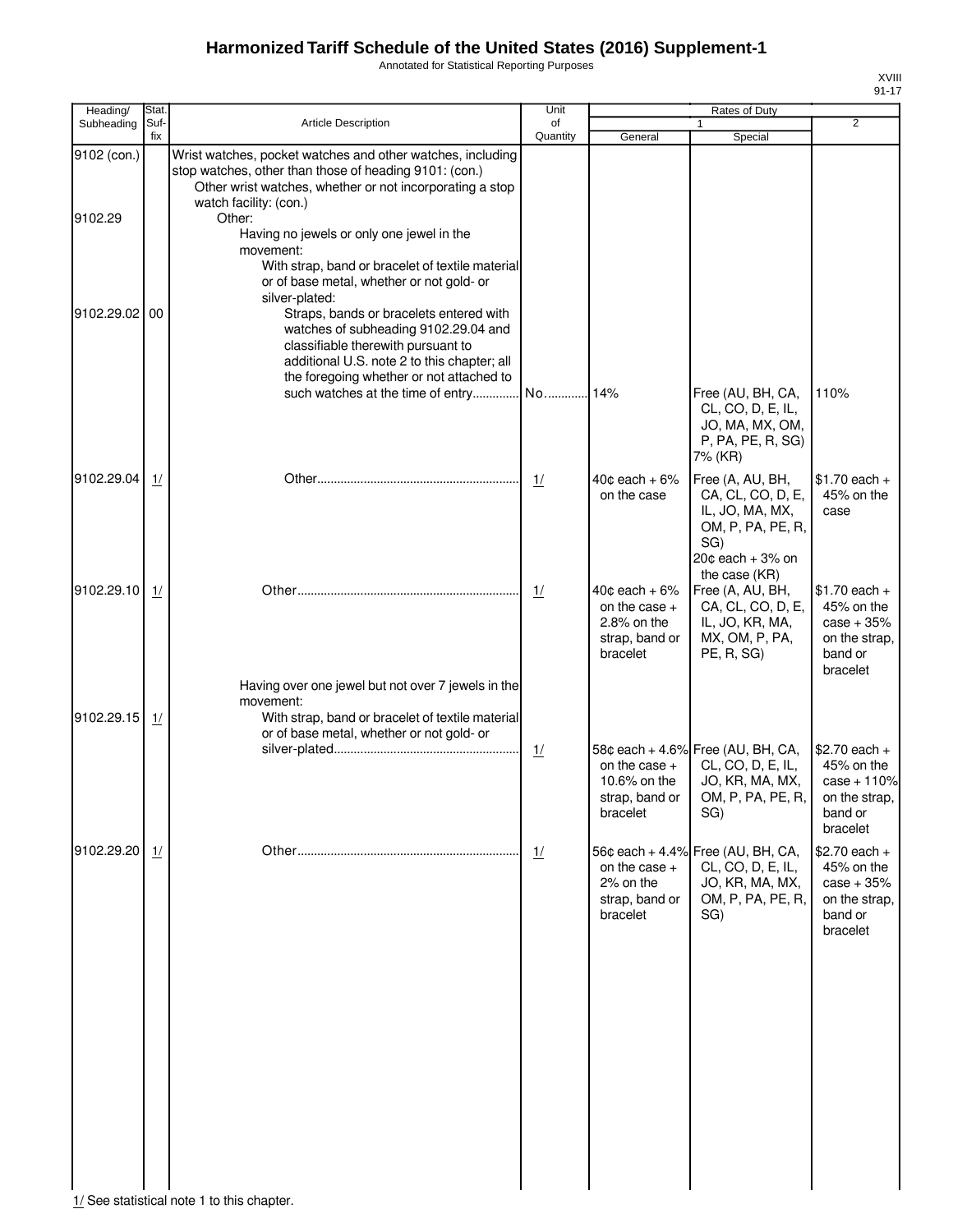# Harmonized Tariff Schedule of the United States (2016) Supplement-1

Annotated for Statistical Reporting Purposes

XVIII
91-17

| Heading/ Subheading | Stat. Suf-fix | Article Description | Unit of Quantity | Rates of Duty 1 General | Rates of Duty 1 Special | Rates of Duty 2 |
|---|---|---|---|---|---|---|
| 9102 (con.) | | Wrist watches, pocket watches and other watches, including stop watches, other than those of heading 9101: (con.) | | | | |
| | | Other wrist watches, whether or not incorporating a stop watch facility: (con.) | | | | |
| 9102.29 | | Other: | | | | |
| | | Having no jewels or only one jewel in the movement: | | | | |
| | | With strap, band or bracelet of textile material or of base metal, whether or not gold- or silver-plated: | | | | |
| 9102.29.02 | 00 | Straps, bands or bracelets entered with watches of subheading 9102.29.04 and classifiable therewith pursuant to additional U.S. note 2 to this chapter; all the foregoing whether or not attached to such watches at the time of entry | No. | 14% | Free (AU, BH, CA, CL, CO, D, E, IL, JO, MA, MX, OM, P, PA, PE, R, SG) 7% (KR) | 110% |
| 9102.29.04 | 1/ | Other | 1/ | 40¢ each + 6% on the case | Free (A, AU, BH, CA, CL, CO, D, E, IL, JO, MA, MX, OM, P, PA, PE, R, SG) 20¢ each + 3% on the case (KR) | $1.70 each + 45% on the case |
| 9102.29.10 | 1/ | Other | 1/ | 40¢ each + 6% on the case + 2.8% on the strap, band or bracelet | Free (A, AU, BH, CA, CL, CO, D, E, IL, JO, KR, MA, MX, OM, P, PA, PE, R, SG) | $1.70 each + 45% on the case + 35% on the strap, band or bracelet |
| | | Having over one jewel but not over 7 jewels in the movement: | | | | |
| 9102.29.15 | 1/ | With strap, band or bracelet of textile material or of base metal, whether or not gold- or silver-plated | 1/ | 58¢ each + 4.6% on the case + 10.6% on the strap, band or bracelet | Free (AU, BH, CA, CL, CO, D, E, IL, JO, KR, MA, MX, OM, P, PA, PE, R, SG) | $2.70 each + 45% on the case + 110% on the strap, band or bracelet |
| 9102.29.20 | 1/ | Other | 1/ | 56¢ each + 4.4% on the case + 2% on the strap, band or bracelet | Free (AU, BH, CA, CL, CO, D, E, IL, JO, KR, MA, MX, OM, P, PA, PE, R, SG) | $2.70 each + 45% on the case + 35% on the strap, band or bracelet |

1/ See statistical note 1 to this chapter.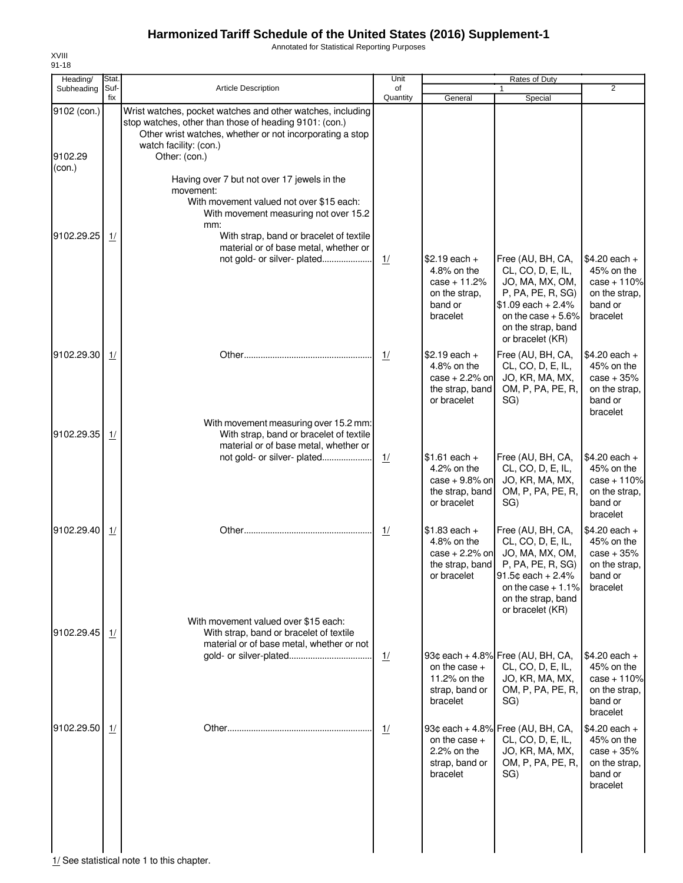# Harmonized Tariff Schedule of the United States (2016) Supplement-1

Annotated for Statistical Reporting Purposes

XVIII
91-18

| Heading/ Subheading | Stat. Suf-fix | Article Description | Unit of Quantity | Rates of Duty 1 General | 1 Special | 2 |
|---|---|---|---|---|---|---|
| 9102 (con.) | | Wrist watches, pocket watches and other watches, including stop watches, other than those of heading 9101: (con.) | | | | |
| | | Other wrist watches, whether or not incorporating a stop watch facility: (con.) | | | | |
| 9102.29 (con.) | | Other: (con.) | | | | |
| | | Having over 7 but not over 17 jewels in the movement: | | | | |
| | | With movement valued not over $15 each: | | | | |
| | | With movement measuring not over 15.2 mm: | | | | |
| 9102.29.25 | 1/ | With strap, band or bracelet of textile material or of base metal, whether or not gold- or silver- plated | 1/ | $2.19 each + 4.8% on the case + 11.2% on the strap, band or bracelet | Free (AU, BH, CA, CL, CO, D, E, IL, JO, MA, MX, OM, P, PA, PE, R, SG) $1.09 each + 2.4% on the case + 5.6% on the strap, band or bracelet (KR) | $4.20 each + 45% on the case + 110% on the strap, band or bracelet |
| 9102.29.30 | 1/ | Other | 1/ | $2.19 each + 4.8% on the case + 2.2% on the strap, band or bracelet | Free (AU, BH, CA, CL, CO, D, E, IL, JO, KR, MA, MX, OM, P, PA, PE, R, SG) | $4.20 each + 45% on the case + 35% on the strap, band or bracelet |
| | | With movement measuring over 15.2 mm: | | | | |
| 9102.29.35 | 1/ | With strap, band or bracelet of textile material or of base metal, whether or not gold- or silver- plated | 1/ | $1.61 each + 4.2% on the case + 9.8% on the strap, band or bracelet | Free (AU, BH, CA, CL, CO, D, E, IL, JO, KR, MA, MX, OM, P, PA, PE, R, SG) | $4.20 each + 45% on the case + 110% on the strap, band or bracelet |
| 9102.29.40 | 1/ | Other | 1/ | $1.83 each + 4.8% on the case + 2.2% on the strap, band or bracelet | Free (AU, BH, CA, CL, CO, D, E, IL, JO, MA, MX, OM, P, PA, PE, R, SG) 91.5¢ each + 2.4% on the case + 1.1% on the strap, band or bracelet (KR) | $4.20 each + 45% on the case + 35% on the strap, band or bracelet |
| | | With movement valued over $15 each: | | | | |
| 9102.29.45 | 1/ | With strap, band or bracelet of textile material or of base metal, whether or not gold- or silver-plated | 1/ | 93¢ each + 4.8% on the case + 11.2% on the strap, band or bracelet | Free (AU, BH, CA, CL, CO, D, E, IL, JO, KR, MA, MX, OM, P, PA, PE, R, SG) | $4.20 each + 45% on the case + 110% on the strap, band or bracelet |
| 9102.29.50 | 1/ | Other | 1/ | 93¢ each + 4.8% on the case + 2.2% on the strap, band or bracelet | Free (AU, BH, CA, CL, CO, D, E, IL, JO, KR, MA, MX, OM, P, PA, PE, R, SG) | $4.20 each + 45% on the case + 35% on the strap, band or bracelet |

1/ See statistical note 1 to this chapter.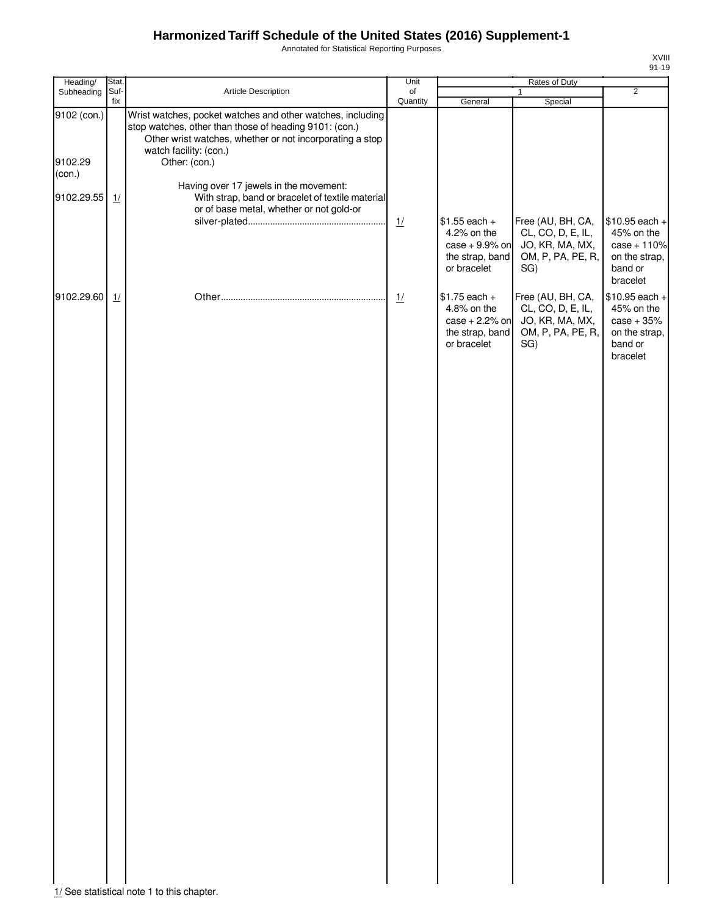# Harmonized Tariff Schedule of the United States (2016) Supplement-1

Annotated for Statistical Reporting Purposes

XVIII
91-19

| Heading/ Subheading | Stat. Suf-fix | Article Description | Unit of Quantity | Rates of Duty 1 General | Rates of Duty 1 Special | Rates of Duty 2 |
|---|---|---|---|---|---|---|
| 9102 (con.) | | Wrist watches, pocket watches and other watches, including stop watches, other than those of heading 9101: (con.) | | | | |
| | | Other wrist watches, whether or not incorporating a stop watch facility: (con.) | | | | |
| 9102.29 (con.) | | Other: (con.) | | | | |
| | | Having over 17 jewels in the movement: | | | | |
| 9102.29.55 | 1/ | With strap, band or bracelet of textile material or of base metal, whether or not gold-or silver-plated | 1/ | $1.55 each + 4.2% on the case + 9.9% on the strap, band or bracelet | Free (AU, BH, CA, CL, CO, D, E, IL, JO, KR, MA, MX, OM, P, PA, PE, R, SG) | $10.95 each + 45% on the case + 110% on the strap, band or bracelet |
| 9102.29.60 | 1/ | Other | 1/ | $1.75 each + 4.8% on the case + 2.2% on the strap, band or bracelet | Free (AU, BH, CA, CL, CO, D, E, IL, JO, KR, MA, MX, OM, P, PA, PE, R, SG) | $10.95 each + 45% on the case + 35% on the strap, band or bracelet |

1/ See statistical note 1 to this chapter.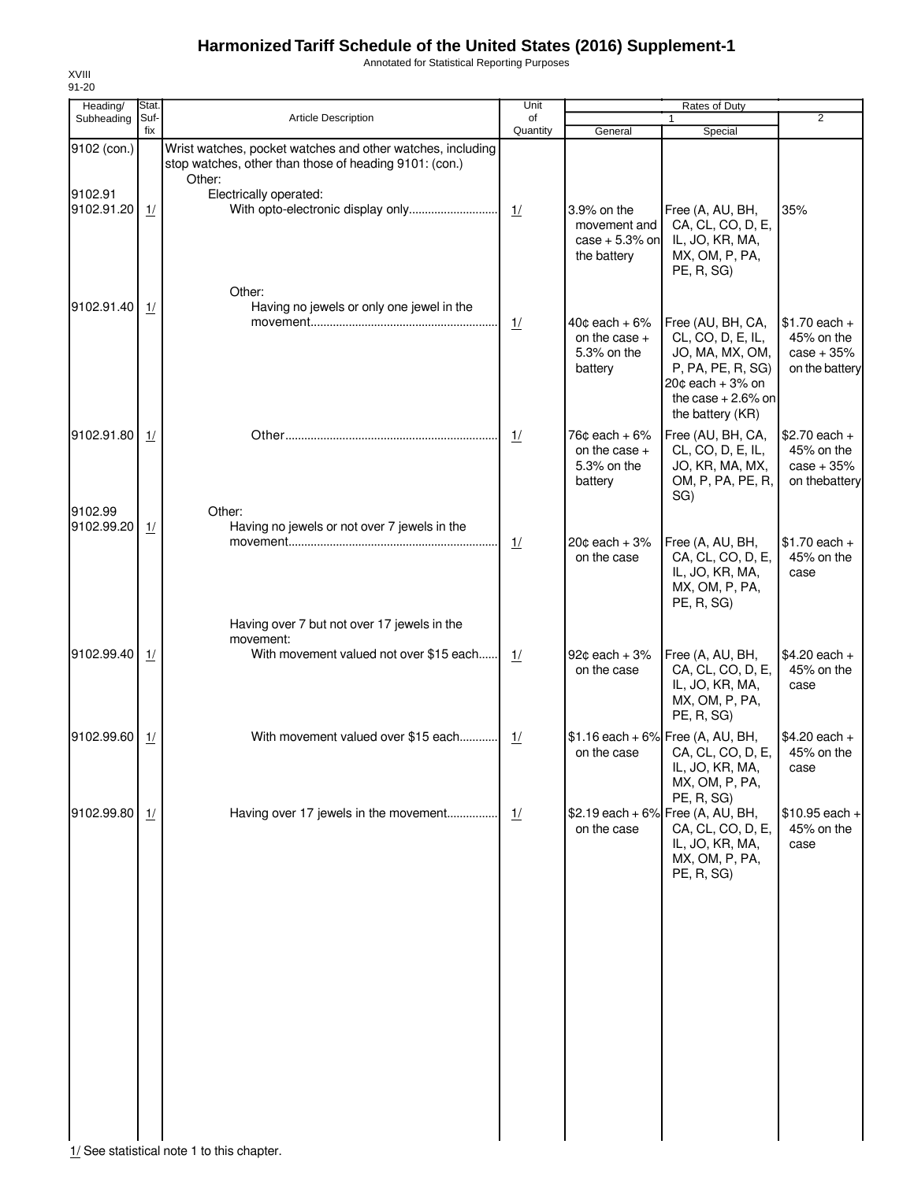# Harmonized Tariff Schedule of the United States (2016) Supplement-1

Annotated for Statistical Reporting Purposes

XVIII
91-20

| Heading/ Subheading | Stat. Suf- fix | Article Description | Unit of Quantity | Rates of Duty 1 General | Special | 2 |
|---|---|---|---|---|---|---|
| 9102 (con.) | | Wrist watches, pocket watches and other watches, including stop watches, other than those of heading 9101: (con.) | | | | |
| | | Other: | | | | |
| 9102.91 | | Electrically operated: | | | | |
| 9102.91.20 | 1/ | With opto-electronic display only | 1/ | 3.9% on the movement and case + 5.3% on the battery | Free (A, AU, BH, CA, CL, CO, D, E, IL, JO, KR, MA, MX, OM, P, PA, PE, R, SG) | 35% |
| | | Other: | | | | |
| 9102.91.40 | 1/ | Having no jewels or only one jewel in the movement | 1/ | 40¢ each + 6% on the case + 5.3% on the battery | Free (AU, BH, CA, CL, CO, D, E, IL, JO, MA, MX, OM, P, PA, PE, R, SG) 20¢ each + 3% on the case + 2.6% on the battery (KR) | $1.70 each + 45% on the case + 35% on the battery |
| 9102.91.80 | 1/ | Other | 1/ | 76¢ each + 6% on the case + 5.3% on the battery | Free (AU, BH, CA, CL, CO, D, E, IL, JO, KR, MA, MX, OM, P, PA, PE, R, SG) | $2.70 each + 45% on the case + 35% on thebattery |
| 9102.99 | | Other: | | | | |
| 9102.99.20 | 1/ | Having no jewels or not over 7 jewels in the movement | 1/ | 20¢ each + 3% on the case | Free (A, AU, BH, CA, CL, CO, D, E, IL, JO, KR, MA, MX, OM, P, PA, PE, R, SG) | $1.70 each + 45% on the case |
| | | Having over 7 but not over 17 jewels in the movement: | | | | |
| 9102.99.40 | 1/ | With movement valued not over $15 each | 1/ | 92¢ each + 3% on the case | Free (A, AU, BH, CA, CL, CO, D, E, IL, JO, KR, MA, MX, OM, P, PA, PE, R, SG) | $4.20 each + 45% on the case |
| 9102.99.60 | 1/ | With movement valued over $15 each | 1/ | $1.16 each + 6% on the case | Free (A, AU, BH, CA, CL, CO, D, E, IL, JO, KR, MA, MX, OM, P, PA, PE, R, SG) | $4.20 each + 45% on the case |
| 9102.99.80 | 1/ | Having over 17 jewels in the movement | 1/ | $2.19 each + 6% on the case | Free (A, AU, BH, CA, CL, CO, D, E, IL, JO, KR, MA, MX, OM, P, PA, PE, R, SG) | $10.95 each + 45% on the case |

1/ See statistical note 1 to this chapter.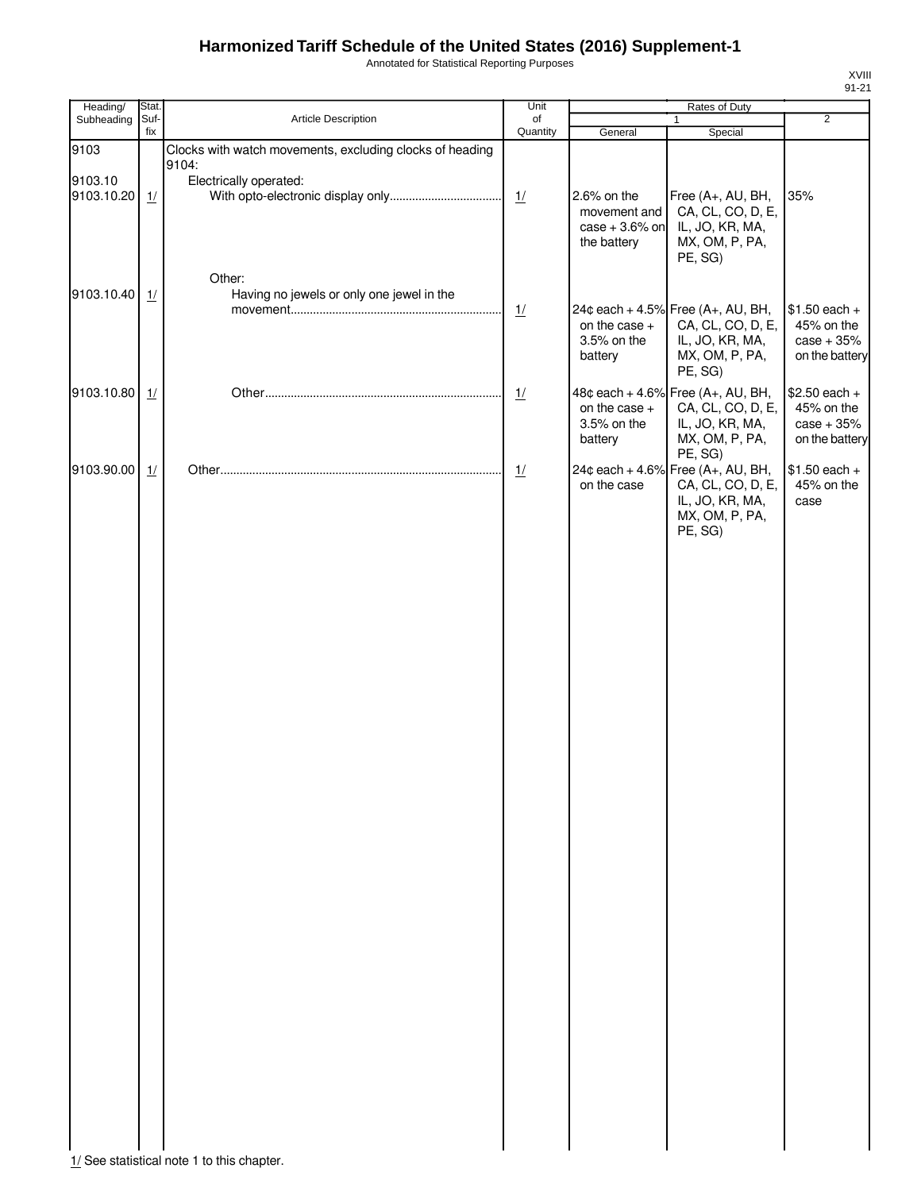# Harmonized Tariff Schedule of the United States (2016) Supplement-1

Annotated for Statistical Reporting Purposes

| Heading/ Subheading | Stat. Suf- fix | Article Description | Unit of Quantity | Rates of Duty 1 General | Rates of Duty 1 Special | Rates of Duty 2 |
|---|---|---|---|---|---|---|
| 9103 | | Clocks with watch movements, excluding clocks of heading 9104: | | | | |
| 9103.10 | | Electrically operated: | | | | |
| 9103.10.20 | 1/ | With opto-electronic display only | 1/ | 2.6% on the movement and case + 3.6% on the battery | Free (A+, AU, BH, CA, CL, CO, D, E, IL, JO, KR, MA, MX, OM, P, PA, PE, SG) | 35% |
| | | Other: | | | | |
| 9103.10.40 | 1/ | Having no jewels or only one jewel in the movement | 1/ | 24¢ each + 4.5% on the case + 3.5% on the battery | Free (A+, AU, BH, CA, CL, CO, D, E, IL, JO, KR, MA, MX, OM, P, PA, PE, SG) | $1.50 each + 45% on the case + 35% on the battery |
| 9103.10.80 | 1/ | Other | 1/ | 48¢ each + 4.6% on the case + 3.5% on the battery | Free (A+, AU, BH, CA, CL, CO, D, E, IL, JO, KR, MA, MX, OM, P, PA, PE, SG) | $2.50 each + 45% on the case + 35% on the battery |
| 9103.90.00 | 1/ | Other | 1/ | 24¢ each + 4.6% on the case | Free (A+, AU, BH, CA, CL, CO, D, E, IL, JO, KR, MA, MX, OM, P, PA, PE, SG) | $1.50 each + 45% on the case |

1/ See statistical note 1 to this chapter.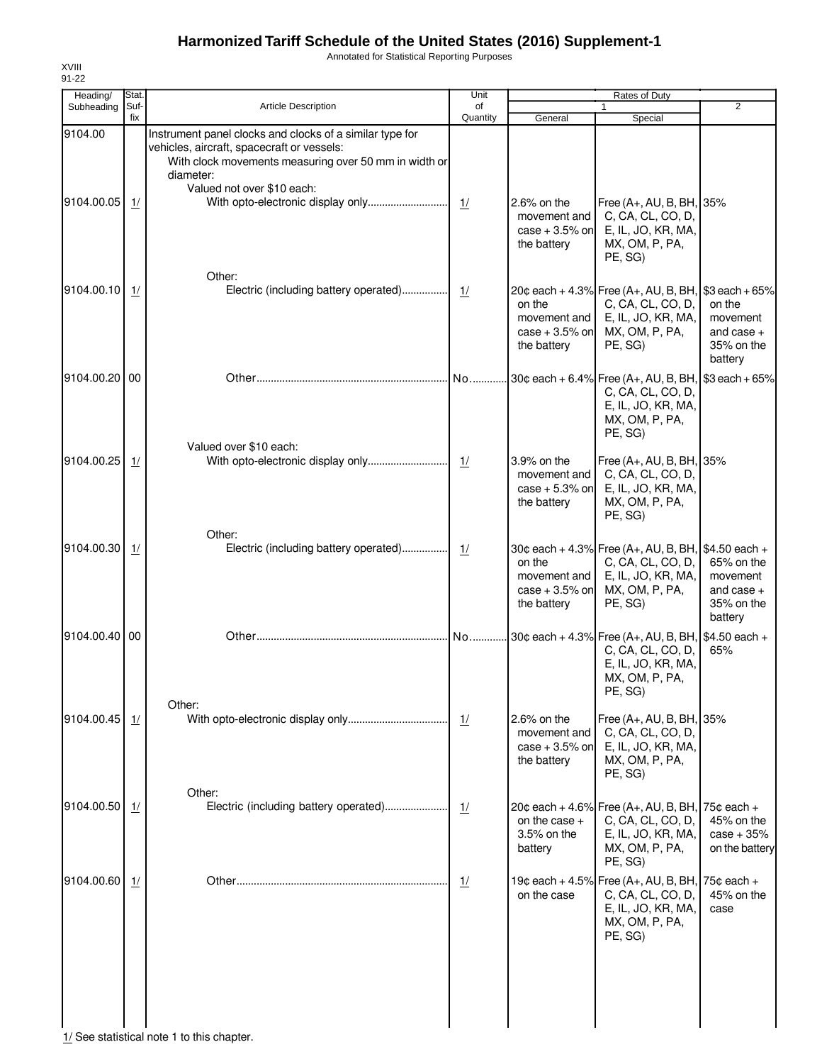# Harmonized Tariff Schedule of the United States (2016) Supplement-1

Annotated for Statistical Reporting Purposes

XVIII
91-22

| Heading/ Subheading | Stat. Suf- fix | Article Description | Unit of Quantity | Rates of Duty 1 General | Rates of Duty 1 Special | Rates of Duty 2 |
|---|---|---|---|---|---|---|
| 9104.00 | | Instrument panel clocks and clocks of a similar type for vehicles, aircraft, spacecraft or vessels: | | | | |
| | | With clock movements measuring over 50 mm in width or diameter: | | | | |
| | | Valued not over $10 each: | | | | |
| 9104.00.05 | 1/ | With opto-electronic display only | 1/ | 2.6% on the movement and case + 3.5% on the battery | Free (A+, AU, B, BH, C, CA, CL, CO, D, E, IL, JO, KR, MA, MX, OM, P, PA, PE, SG) | 35% |
| | | Other: | | | | |
| 9104.00.10 | 1/ | Electric (including battery operated) | 1/ | 20¢ each + 4.3% on the movement and case + 3.5% on the battery | Free (A+, AU, B, BH, C, CA, CL, CO, D, E, IL, JO, KR, MA, MX, OM, P, PA, PE, SG) | $3 each + 65% on the movement and case + 35% on the battery |
| 9104.00.20 | 00 | Other | No. | 30¢ each + 6.4% | Free (A+, AU, B, BH, C, CA, CL, CO, D, E, IL, JO, KR, MA, MX, OM, P, PA, PE, SG) | $3 each + 65% |
| | | Valued over $10 each: | | | | |
| 9104.00.25 | 1/ | With opto-electronic display only | 1/ | 3.9% on the movement and case + 5.3% on the battery | Free (A+, AU, B, BH, C, CA, CL, CO, D, E, IL, JO, KR, MA, MX, OM, P, PA, PE, SG) | 35% |
| | | Other: | | | | |
| 9104.00.30 | 1/ | Electric (including battery operated) | 1/ | 30¢ each + 4.3% on the movement and case + 3.5% on the battery | Free (A+, AU, B, BH, C, CA, CL, CO, D, E, IL, JO, KR, MA, MX, OM, P, PA, PE, SG) | $4.50 each + 65% on the movement and case + 35% on the battery |
| 9104.00.40 | 00 | Other | No. | 30¢ each + 4.3% | Free (A+, AU, B, BH, C, CA, CL, CO, D, E, IL, JO, KR, MA, MX, OM, P, PA, PE, SG) | $4.50 each + 65% |
| | | Other: | | | | |
| 9104.00.45 | 1/ | With opto-electronic display only | 1/ | 2.6% on the movement and case + 3.5% on the battery | Free (A+, AU, B, BH, C, CA, CL, CO, D, E, IL, JO, KR, MA, MX, OM, P, PA, PE, SG) | 35% |
| | | Other: | | | | |
| 9104.00.50 | 1/ | Electric (including battery operated) | 1/ | 20¢ each + 4.6% on the case + 3.5% on the battery | Free (A+, AU, B, BH, C, CA, CL, CO, D, E, IL, JO, KR, MA, MX, OM, P, PA, PE, SG) | 75¢ each + 45% on the case + 35% on the battery |
| 9104.00.60 | 1/ | Other | 1/ | 19¢ each + 4.5% on the case | Free (A+, AU, B, BH, C, CA, CL, CO, D, E, IL, JO, KR, MA, MX, OM, P, PA, PE, SG) | 75¢ each + 45% on the case |

1/ See statistical note 1 to this chapter.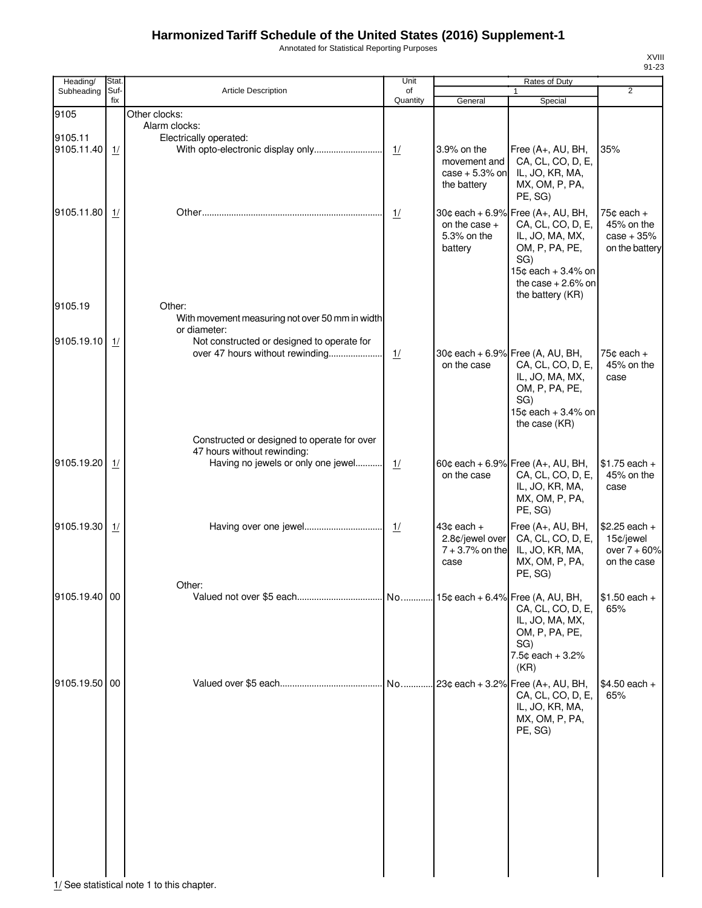# Harmonized Tariff Schedule of the United States (2016) Supplement-1

Annotated for Statistical Reporting Purposes

XVIII
91-23

| Heading/ Subheading | Stat. Suf- fix | Article Description | Unit of Quantity | Rates of Duty 1 General | Rates of Duty 1 Special | Rates of Duty 2 |
|---|---|---|---|---|---|---|
| 9105 | | Other clocks: | | | | |
| | | Alarm clocks: | | | | |
| 9105.11 | | Electrically operated: | | | | |
| 9105.11.40 | 1/ | With opto-electronic display only | 1/ | 3.9% on the movement and case + 5.3% on the battery | Free (A+, AU, BH, CA, CL, CO, D, E, IL, JO, KR, MA, MX, OM, P, PA, PE, SG) | 35% |
| 9105.11.80 | 1/ | Other | 1/ | 30¢ each + 6.9% on the case + 5.3% on the battery | Free (A+, AU, BH, CA, CL, CO, D, E, IL, JO, MA, MX, OM, P, PA, PE, SG) 15¢ each + 3.4% on the case + 2.6% on the battery (KR) | 75¢ each + 45% on the case + 35% on the battery |
| 9105.19 | | Other: | | | | |
| | | With movement measuring not over 50 mm in width or diameter: | | | | |
| 9105.19.10 | 1/ | Not constructed or designed to operate for over 47 hours without rewinding | 1/ | 30¢ each + 6.9% on the case | Free (A, AU, BH, CA, CL, CO, D, E, IL, JO, MA, MX, OM, P, PA, PE, SG) 15¢ each + 3.4% on the case (KR) | 75¢ each + 45% on the case |
| | | Constructed or designed to operate for over 47 hours without rewinding: | | | | |
| 9105.19.20 | 1/ | Having no jewels or only one jewel | 1/ | 60¢ each + 6.9% on the case | Free (A+, AU, BH, CA, CL, CO, D, E, IL, JO, KR, MA, MX, OM, P, PA, PE, SG) | $1.75 each + 45% on the case |
| 9105.19.30 | 1/ | Having over one jewel | 1/ | 43¢ each + 2.8¢/jewel over 7 + 3.7% on the case | Free (A+, AU, BH, CA, CL, CO, D, E, IL, JO, KR, MA, MX, OM, P, PA, PE, SG) | $2.25 each + 15¢/jewel over 7 + 60% on the case |
| | | Other: | | | | |
| 9105.19.40 | 00 | Valued not over $5 each | No. | 15¢ each + 6.4% | Free (A, AU, BH, CA, CL, CO, D, E, IL, JO, MA, MX, OM, P, PA, PE, SG) 7.5¢ each + 3.2% (KR) | $1.50 each + 65% |
| 9105.19.50 | 00 | Valued over $5 each | No. | 23¢ each + 3.2% | Free (A+, AU, BH, CA, CL, CO, D, E, IL, JO, KR, MA, MX, OM, P, PA, PE, SG) | $4.50 each + 65% |

1/ See statistical note 1 to this chapter.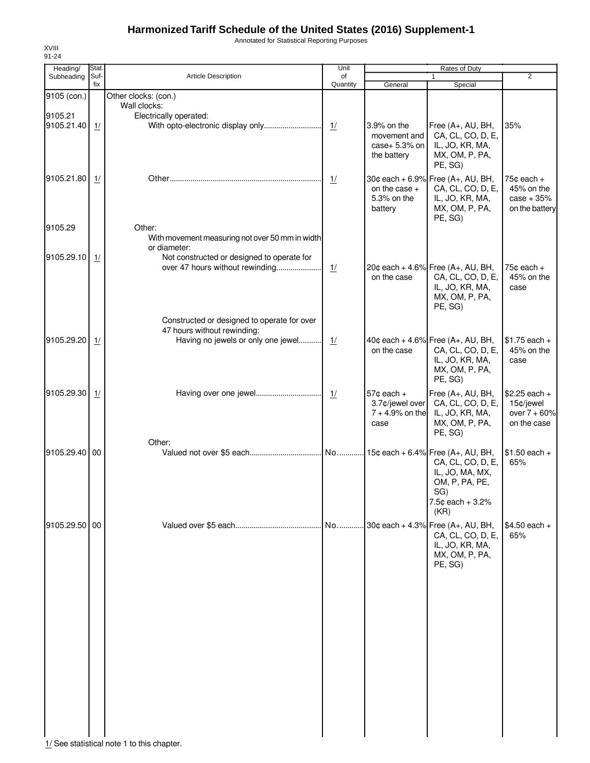# Harmonized Tariff Schedule of the United States (2016) Supplement-1

Annotated for Statistical Reporting Purposes

XVIII
91-24

| Heading/ Subheading | Stat. Suf-fix | Article Description | Unit of Quantity | Rates of Duty 1 General | Rates of Duty 1 Special | Rates of Duty 2 |
|---|---|---|---|---|---|---|
| 9105 (con.) | | Other clocks: (con.) | | | | |
| | | Wall clocks: | | | | |
| 9105.21 | | Electrically operated: | | | | |
| 9105.21.40 | 1/ | With opto-electronic display only | 1/ | 3.9% on the movement and case+ 5.3% on the battery | Free (A+, AU, BH, CA, CL, CO, D, E, IL, JO, KR, MA, MX, OM, P, PA, PE, SG) | 35% |
| 9105.21.80 | 1/ | Other | 1/ | 30¢ each + 6.9% on the case + 5.3% on the battery | Free (A+, AU, BH, CA, CL, CO, D, E, IL, JO, KR, MA, MX, OM, P, PA, PE, SG) | 75¢ each + 45% on the case + 35% on the battery |
| 9105.29 | | Other: | | | | |
| | | With movement measuring not over 50 mm in width or diameter: | | | | |
| 9105.29.10 | 1/ | Not constructed or designed to operate for over 47 hours without rewinding | 1/ | 20¢ each + 4.6% on the case | Free (A+, AU, BH, CA, CL, CO, D, E, IL, JO, KR, MA, MX, OM, P, PA, PE, SG) | 75¢ each + 45% on the case |
| | | Constructed or designed to operate for over 47 hours without rewinding: | | | | |
| 9105.29.20 | 1/ | Having no jewels or only one jewel | 1/ | 40¢ each + 4.6% on the case | Free (A+, AU, BH, CA, CL, CO, D, E, IL, JO, KR, MA, MX, OM, P, PA, PE, SG) | $1.75 each + 45% on the case |
| 9105.29.30 | 1/ | Having over one jewel | 1/ | 57¢ each + 3.7¢/jewel over 7 + 4.9% on the case | Free (A+, AU, BH, CA, CL, CO, D, E, IL, JO, KR, MA, MX, OM, P, PA, PE, SG) | $2.25 each + 15¢/jewel over 7 + 60% on the case |
| | | Other: | | | | |
| 9105.29.40 | 00 | Valued not over $5 each | No. | 15¢ each + 6.4% | Free (A+, AU, BH, CA, CL, CO, D, E, IL, JO, MA, MX, OM, P, PA, PE, SG)<br>7.5¢ each + 3.2% (KR) | $1.50 each + 65% |
| 9105.29.50 | 00 | Valued over $5 each | No. | 30¢ each + 4.3% | Free (A+, AU, BH, CA, CL, CO, D, E, IL, JO, KR, MA, MX, OM, P, PA, PE, SG) | $4.50 each + 65% |

1/ See statistical note 1 to this chapter.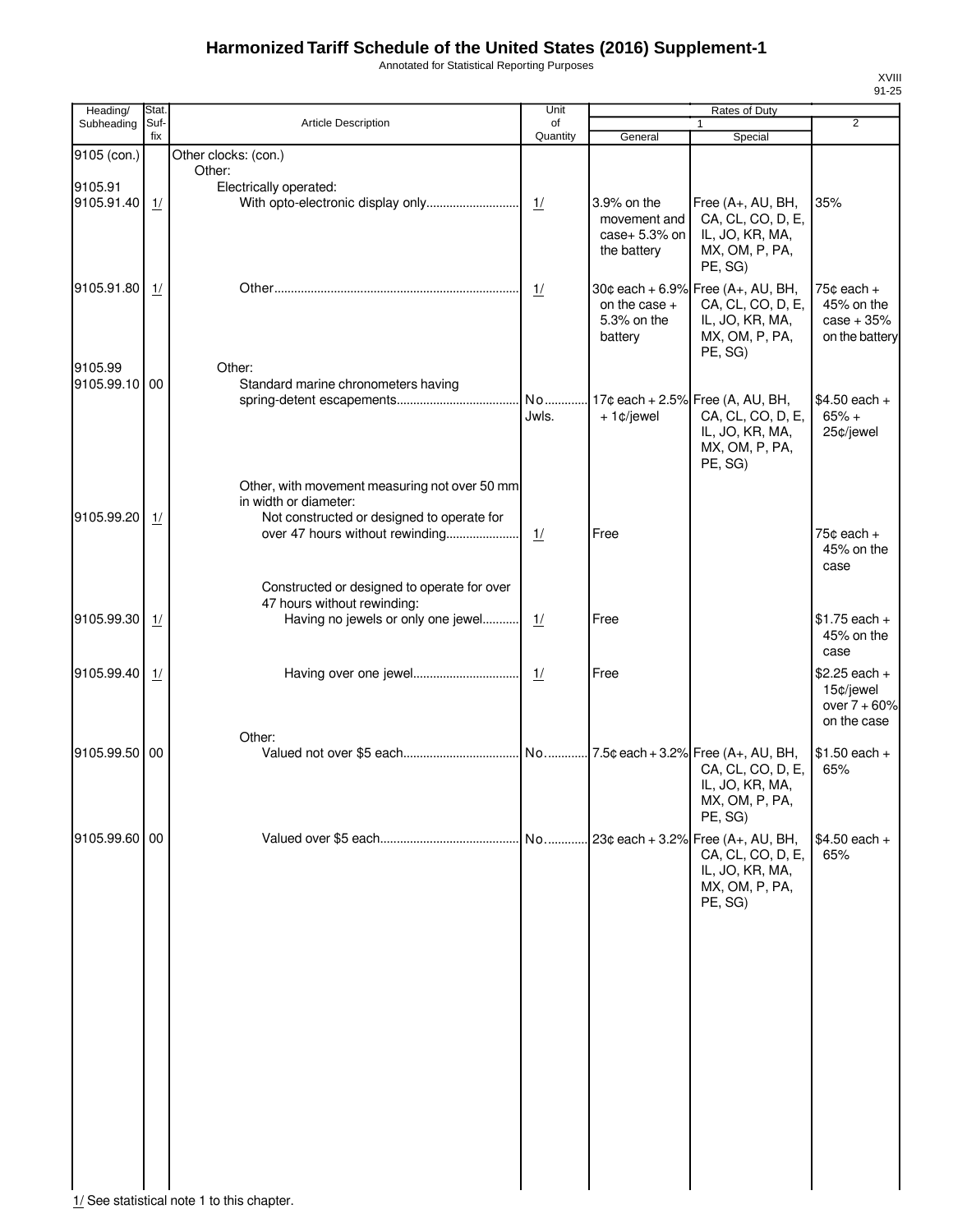# Harmonized Tariff Schedule of the United States (2016) Supplement-1

Annotated for Statistical Reporting Purposes

| Heading/ Subheading | Stat. Suffix | Article Description | Unit of Quantity | Rates of Duty 1 General | Rates of Duty 1 Special | Rates of Duty 2 |
|---|---|---|---|---|---|---|
| 9105 (con.) | | Other clocks: (con.) | | | | |
| | | Other: | | | | |
| 9105.91 | | Electrically operated: | | | | |
| 9105.91.40 | 1/ | With opto-electronic display only | 1/ | 3.9% on the movement and case+ 5.3% on the battery | Free (A+, AU, BH, CA, CL, CO, D, E, IL, JO, KR, MA, MX, OM, P, PA, PE, SG) | 35% |
| 9105.91.80 | 1/ | Other | 1/ | 30¢ each + 6.9% on the case + 5.3% on the battery | Free (A+, AU, BH, CA, CL, CO, D, E, IL, JO, KR, MA, MX, OM, P, PA, PE, SG) | 75¢ each + 45% on the case + 35% on the battery |
| 9105.99 | | Other: | | | | |
| 9105.99.10 | 00 | Standard marine chronometers having spring-detent escapements | No. Jwls. | 17¢ each + 2.5% + 1¢/jewel | Free (A, AU, BH, CA, CL, CO, D, E, IL, JO, KR, MA, MX, OM, P, PA, PE, SG) | $4.50 each + 65% + 25¢/jewel |
| | | Other, with movement measuring not over 50 mm in width or diameter: | | | | |
| 9105.99.20 | 1/ | Not constructed or designed to operate for over 47 hours without rewinding | 1/ | Free | | 75¢ each + 45% on the case |
| | | Constructed or designed to operate for over 47 hours without rewinding: | | | | |
| 9105.99.30 | 1/ | Having no jewels or only one jewel | 1/ | Free | | $1.75 each + 45% on the case |
| 9105.99.40 | 1/ | Having over one jewel | 1/ | Free | | $2.25 each + 15¢/jewel over 7 + 60% on the case |
| | | Other: | | | | |
| 9105.99.50 | 00 | Valued not over $5 each | No. | 7.5¢ each + 3.2% | Free (A+, AU, BH, CA, CL, CO, D, E, IL, JO, KR, MA, MX, OM, P, PA, PE, SG) | $1.50 each + 65% |
| 9105.99.60 | 00 | Valued over $5 each | No. | 23¢ each + 3.2% | Free (A+, AU, BH, CA, CL, CO, D, E, IL, JO, KR, MA, MX, OM, P, PA, PE, SG) | $4.50 each + 65% |

1/ See statistical note 1 to this chapter.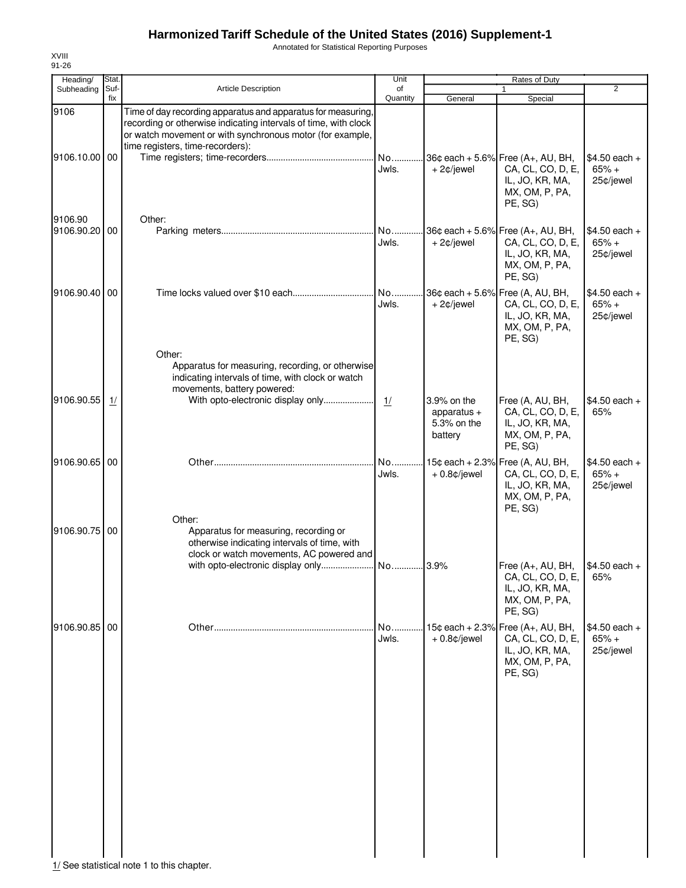# Harmonized Tariff Schedule of the United States (2016) Supplement-1

Annotated for Statistical Reporting Purposes

XVIII
91-26

| Heading/ Subheading | Stat. Suf- fix | Article Description | Unit of Quantity | Rates of Duty 1 General | Rates of Duty 1 Special | Rates of Duty 2 |
|---|---|---|---|---|---|---|
| 9106 | | Time of day recording apparatus and apparatus for measuring, recording or otherwise indicating intervals of time, with clock or watch movement or with synchronous motor (for example, time registers, time-recorders): | | | | |
| 9106.10.00 | 00 | Time registers; time-recorders | No. Jwls. | 36¢ each + 5.6% + 2¢/jewel | Free (A+, AU, BH, CA, CL, CO, D, E, IL, JO, KR, MA, MX, OM, P, PA, PE, SG) | $4.50 each + 65% + 25¢/jewel |
| 9106.90 | | Other: | | | | |
| 9106.90.20 | 00 | Parking meters | No. Jwls. | 36¢ each + 5.6% + 2¢/jewel | Free (A+, AU, BH, CA, CL, CO, D, E, IL, JO, KR, MA, MX, OM, P, PA, PE, SG) | $4.50 each + 65% + 25¢/jewel |
| 9106.90.40 | 00 | Time locks valued over $10 each | No. Jwls. | 36¢ each + 5.6% + 2¢/jewel | Free (A, AU, BH, CA, CL, CO, D, E, IL, JO, KR, MA, MX, OM, P, PA, PE, SG) | $4.50 each + 65% + 25¢/jewel |
| | | Other: | | | | |
| | | Apparatus for measuring, recording, or otherwise indicating intervals of time, with clock or watch movements, battery powered: | | | | |
| 9106.90.55 | 1/ | With opto-electronic display only | 1/ | 3.9% on the apparatus + 5.3% on the battery | Free (A, AU, BH, CA, CL, CO, D, E, IL, JO, KR, MA, MX, OM, P, PA, PE, SG) | $4.50 each + 65% |
| 9106.90.65 | 00 | Other | No. Jwls. | 15¢ each + 2.3% + 0.8¢/jewel | Free (A, AU, BH, CA, CL, CO, D, E, IL, JO, KR, MA, MX, OM, P, PA, PE, SG) | $4.50 each + 65% + 25¢/jewel |
| | | Other: | | | | |
| 9106.90.75 | 00 | Apparatus for measuring, recording or otherwise indicating intervals of time, with clock or watch movements, AC powered and with opto-electronic display only | No. | 3.9% | Free (A+, AU, BH, CA, CL, CO, D, E, IL, JO, KR, MA, MX, OM, P, PA, PE, SG) | $4.50 each + 65% |
| 9106.90.85 | 00 | Other | No. Jwls. | 15¢ each + 2.3% + 0.8¢/jewel | Free (A+, AU, BH, CA, CL, CO, D, E, IL, JO, KR, MA, MX, OM, P, PA, PE, SG) | $4.50 each + 65% + 25¢/jewel |

1/ See statistical note 1 to this chapter.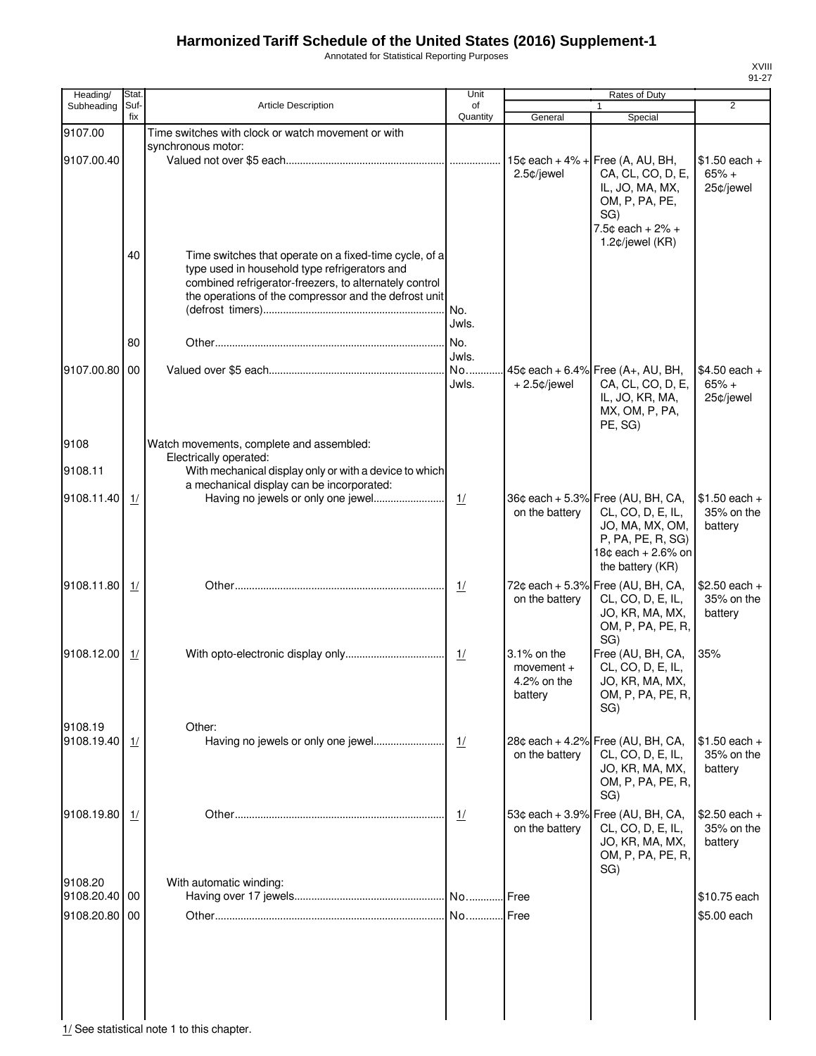# Harmonized Tariff Schedule of the United States (2016) Supplement-1

Annotated for Statistical Reporting Purposes

| Heading/ Subheading | Stat. Suf- fix | Article Description | Unit of Quantity | Rates of Duty 1 General | Special | 2 |
|---|---|---|---|---|---|---|
| 9107.00 | | Time switches with clock or watch movement or with synchronous motor: | | | | |
| 9107.00.40 | | Valued not over $5 each | | 15¢ each + 4% + 2.5¢/jewel | Free (A, AU, BH, CA, CL, CO, D, E, IL, JO, MA, MX, OM, P, PA, PE, SG) 7.5¢ each + 2% + 1.2¢/jewel (KR) | $1.50 each + 65% + 25¢/jewel |
| | 40 | Time switches that operate on a fixed-time cycle, of a type used in household type refrigerators and combined refrigerator-freezers, to alternately control the operations of the compressor and the defrost unit (defrost timers) | No. Jwls. | | | |
| | 80 | Other | No. Jwls. | | | |
| 9107.00.80 | 00 | Valued over $5 each | No. Jwls. | 45¢ each + 6.4% + 2.5¢/jewel | Free (A+, AU, BH, CA, CL, CO, D, E, IL, JO, KR, MA, MX, OM, P, PA, PE, SG) | $4.50 each + 65% + 25¢/jewel |
| 9108 | | Watch movements, complete and assembled: | | | | |
| | | Electrically operated: | | | | |
| 9108.11 | | With mechanical display only or with a device to which a mechanical display can be incorporated: | | | | |
| 9108.11.40 | 1/ | Having no jewels or only one jewel | 1/ | 36¢ each + 5.3% on the battery | Free (AU, BH, CA, CL, CO, D, E, IL, JO, MA, MX, OM, P, PA, PE, R, SG) 18¢ each + 2.6% on the battery (KR) | $1.50 each + 35% on the battery |
| 9108.11.80 | 1/ | Other | 1/ | 72¢ each + 5.3% on the battery | Free (AU, BH, CA, CL, CO, D, E, IL, JO, KR, MA, MX, OM, P, PA, PE, R, SG) | $2.50 each + 35% on the battery |
| 9108.12.00 | 1/ | With opto-electronic display only | 1/ | 3.1% on the movement + 4.2% on the battery | Free (AU, BH, CA, CL, CO, D, E, IL, JO, KR, MA, MX, OM, P, PA, PE, R, SG) | 35% |
| 9108.19 | | Other: | | | | |
| 9108.19.40 | 1/ | Having no jewels or only one jewel | 1/ | 28¢ each + 4.2% on the battery | Free (AU, BH, CA, CL, CO, D, E, IL, JO, KR, MA, MX, OM, P, PA, PE, R, SG) | $1.50 each + 35% on the battery |
| 9108.19.80 | 1/ | Other | 1/ | 53¢ each + 3.9% on the battery | Free (AU, BH, CA, CL, CO, D, E, IL, JO, KR, MA, MX, OM, P, PA, PE, R, SG) | $2.50 each + 35% on the battery |
| 9108.20 | | With automatic winding: | | | | |
| 9108.20.40 | 00 | Having over 17 jewels | No. | Free | | $10.75 each |
| 9108.20.80 | 00 | Other | No. | Free | | $5.00 each |

1/ See statistical note 1 to this chapter.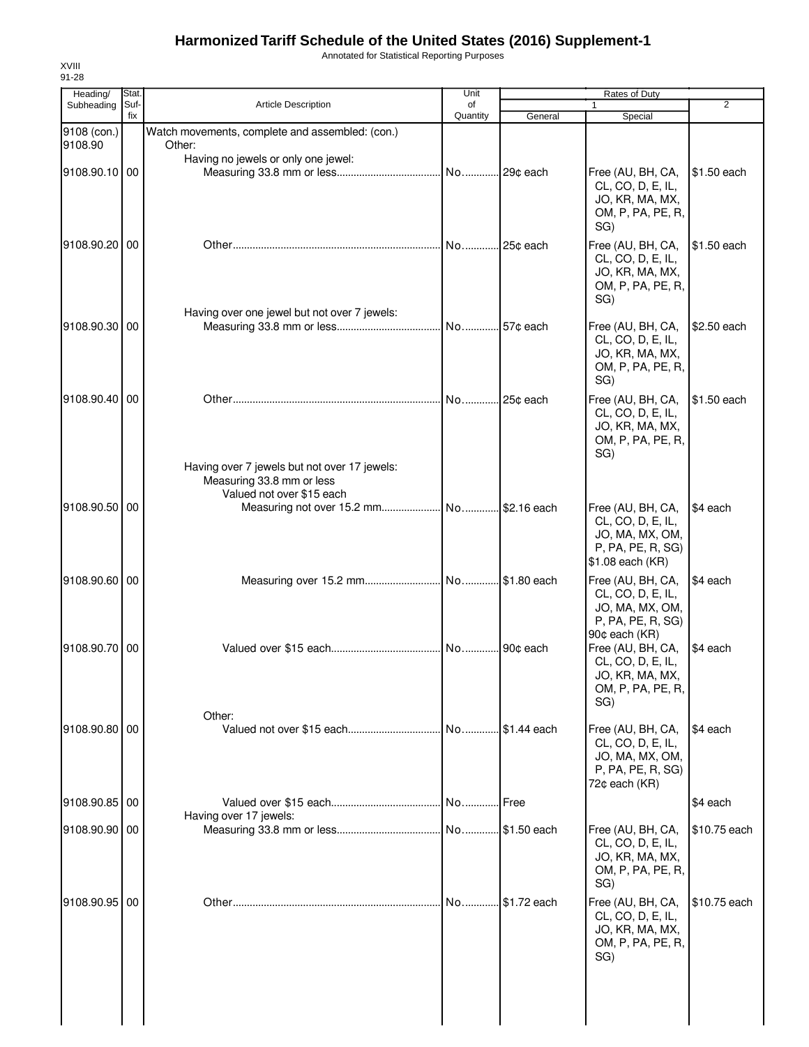# Harmonized Tariff Schedule of the United States (2016) Supplement-1

Annotated for Statistical Reporting Purposes

XVIII
91-28

| Heading/ Subheading | Stat. Suf- fix | Article Description | Unit of Quantity | Rates of Duty 1 General | Rates of Duty 1 Special | Rates of Duty 2 |
|---|---|---|---|---|---|---|
| 9108 (con.) | | Watch movements, complete and assembled: (con.) | | | | |
| 9108.90 | | Other: | | | | |
| | | Having no jewels or only one jewel: | | | | |
| 9108.90.10 | 00 | Measuring 33.8 mm or less | No. | 29¢ each | Free (AU, BH, CA, CL, CO, D, E, IL, JO, KR, MA, MX, OM, P, PA, PE, R, SG) | $1.50 each |
| 9108.90.20 | 00 | Other | No. | 25¢ each | Free (AU, BH, CA, CL, CO, D, E, IL, JO, KR, MA, MX, OM, P, PA, PE, R, SG) | $1.50 each |
| | | Having over one jewel but not over 7 jewels: | | | | |
| 9108.90.30 | 00 | Measuring 33.8 mm or less | No. | 57¢ each | Free (AU, BH, CA, CL, CO, D, E, IL, JO, KR, MA, MX, OM, P, PA, PE, R, SG) | $2.50 each |
| 9108.90.40 | 00 | Other | No. | 25¢ each | Free (AU, BH, CA, CL, CO, D, E, IL, JO, KR, MA, MX, OM, P, PA, PE, R, SG) | $1.50 each |
| | | Having over 7 jewels but not over 17 jewels: | | | | |
| | | Measuring 33.8 mm or less | | | | |
| | | Valued not over $15 each | | | | |
| 9108.90.50 | 00 | Measuring not over 15.2 mm | No. | $2.16 each | Free (AU, BH, CA, CL, CO, D, E, IL, JO, MA, MX, OM, P, PA, PE, R, SG) $1.08 each (KR) | $4 each |
| 9108.90.60 | 00 | Measuring over 15.2 mm | No. | $1.80 each | Free (AU, BH, CA, CL, CO, D, E, IL, JO, MA, MX, OM, P, PA, PE, R, SG) 90¢ each (KR) | $4 each |
| 9108.90.70 | 00 | Valued over $15 each | No. | 90¢ each | Free (AU, BH, CA, CL, CO, D, E, IL, JO, KR, MA, MX, OM, P, PA, PE, R, SG) | $4 each |
| | | Other: | | | | |
| 9108.90.80 | 00 | Valued not over $15 each | No. | $1.44 each | Free (AU, BH, CA, CL, CO, D, E, IL, JO, MA, MX, OM, P, PA, PE, R, SG) 72¢ each (KR) | $4 each |
| 9108.90.85 | 00 | Valued over $15 each | No. | Free | | $4 each |
| | | Having over 17 jewels: | | | | |
| 9108.90.90 | 00 | Measuring 33.8 mm or less | No. | $1.50 each | Free (AU, BH, CA, CL, CO, D, E, IL, JO, KR, MA, MX, OM, P, PA, PE, R, SG) | $10.75 each |
| 9108.90.95 | 00 | Other | No. | $1.72 each | Free (AU, BH, CA, CL, CO, D, E, IL, JO, KR, MA, MX, OM, P, PA, PE, R, SG) | $10.75 each |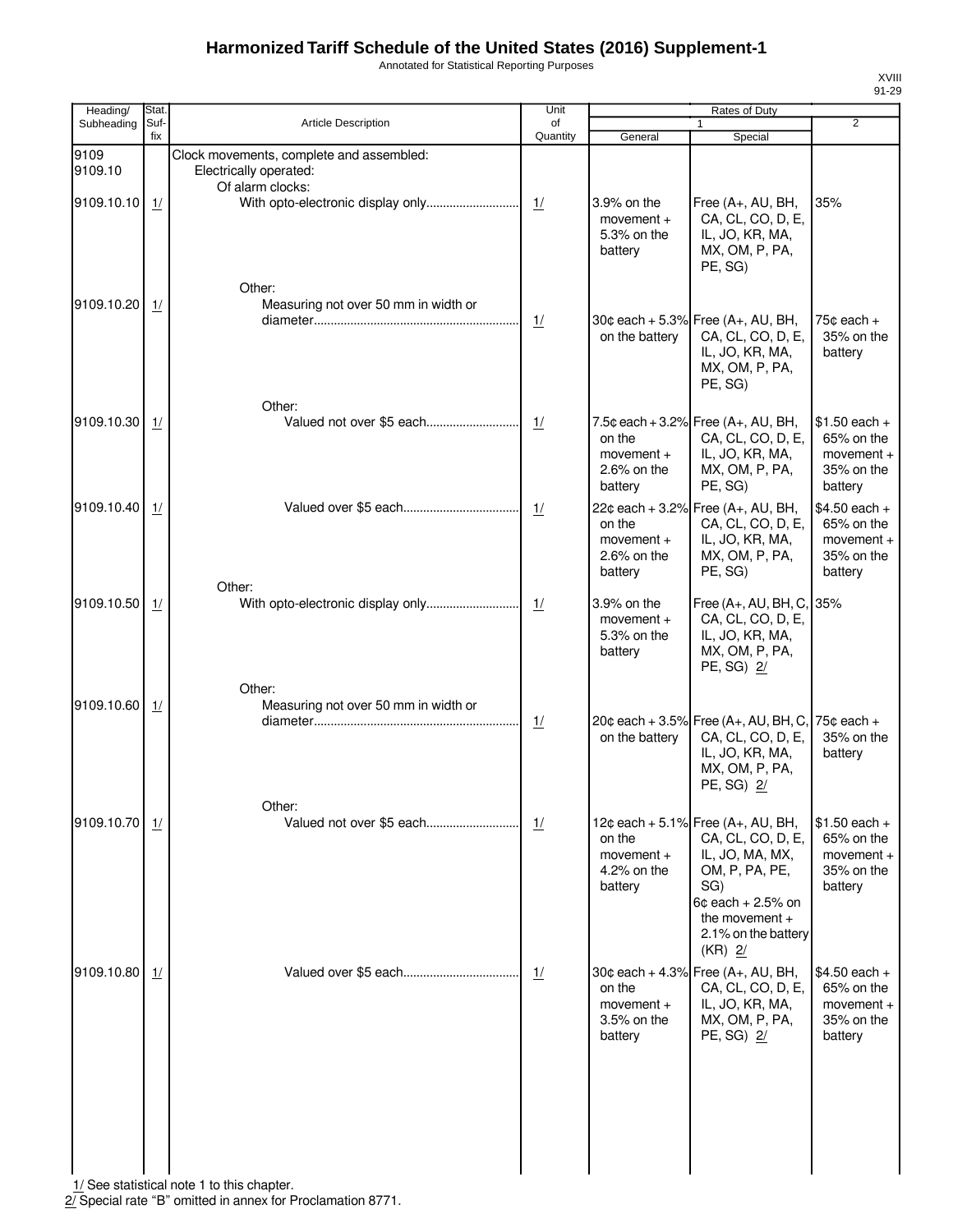# Harmonized Tariff Schedule of the United States (2016) Supplement-1

Annotated for Statistical Reporting Purposes

XVIII
91-29

| Heading/ Subheading | Stat. Suf- fix | Article Description | Unit of Quantity | Rates of Duty 1 General | Rates of Duty 1 Special | Rates of Duty 2 |
|---|---|---|---|---|---|---|
| 9109 | | Clock movements, complete and assembled: | | | | |
| 9109.10 | | Electrically operated: | | | | |
| | | Of alarm clocks: | | | | |
| 9109.10.10 | 1/ | With opto-electronic display only | 1/ | 3.9% on the movement + 5.3% on the battery | Free (A+, AU, BH, CA, CL, CO, D, E, IL, JO, KR, MA, MX, OM, P, PA, PE, SG) | 35% |
| | | Other: | | | | |
| 9109.10.20 | 1/ | Measuring not over 50 mm in width or diameter | 1/ | 30¢ each + 5.3% on the battery | Free (A+, AU, BH, CA, CL, CO, D, E, IL, JO, KR, MA, MX, OM, P, PA, PE, SG) | 75¢ each + 35% on the battery |
| | | Other: | | | | |
| 9109.10.30 | 1/ | Valued not over $5 each | 1/ | 7.5¢ each + 3.2% on the movement + 2.6% on the battery | Free (A+, AU, BH, CA, CL, CO, D, E, IL, JO, KR, MA, MX, OM, P, PA, PE, SG) | $1.50 each + 65% on the movement + 35% on the battery |
| 9109.10.40 | 1/ | Valued over $5 each | 1/ | 22¢ each + 3.2% on the movement + 2.6% on the battery | Free (A+, AU, BH, CA, CL, CO, D, E, IL, JO, KR, MA, MX, OM, P, PA, PE, SG) | $4.50 each + 65% on the movement + 35% on the battery |
| | | Other: | | | | |
| 9109.10.50 | 1/ | With opto-electronic display only | 1/ | 3.9% on the movement + 5.3% on the battery | Free (A+, AU, BH, C, CA, CL, CO, D, E, IL, JO, KR, MA, MX, OM, P, PA, PE, SG) 2/ | 35% |
| | | Other: | | | | |
| 9109.10.60 | 1/ | Measuring not over 50 mm in width or diameter | 1/ | 20¢ each + 3.5% on the battery | Free (A+, AU, BH, C, CA, CL, CO, D, E, IL, JO, KR, MA, MX, OM, P, PA, PE, SG) 2/ | 75¢ each + 35% on the battery |
| | | Other: | | | | |
| 9109.10.70 | 1/ | Valued not over $5 each | 1/ | 12¢ each + 5.1% on the movement + 4.2% on the battery | Free (A+, AU, BH, CA, CL, CO, D, E, IL, JO, MA, MX, OM, P, PA, PE, SG) 6¢ each + 2.5% on the movement + 2.1% on the battery (KR) 2/ | $1.50 each + 65% on the movement + 35% on the battery |
| 9109.10.80 | 1/ | Valued over $5 each | 1/ | 30¢ each + 4.3% on the movement + 3.5% on the battery | Free (A+, AU, BH, CA, CL, CO, D, E, IL, JO, KR, MA, MX, OM, P, PA, PE, SG) 2/ | $4.50 each + 65% on the movement + 35% on the battery |

1/ See statistical note 1 to this chapter.
2/ Special rate "B" omitted in annex for Proclamation 8771.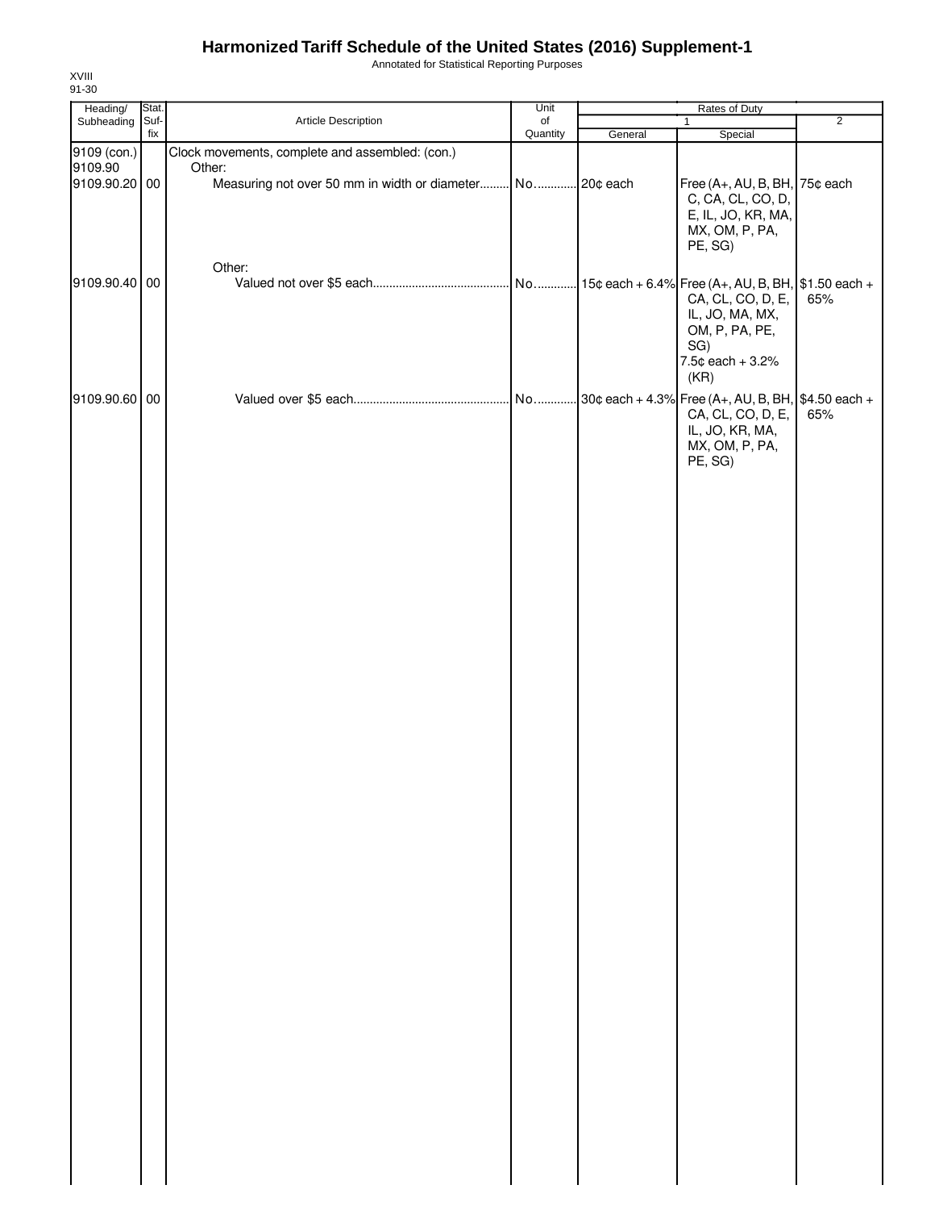# Harmonized Tariff Schedule of the United States (2016) Supplement-1

Annotated for Statistical Reporting Purposes

XVIII
91-30

| Heading/ Subheading | Stat. Suf-fix | Article Description | Unit of Quantity | Rates of Duty 1 General | Rates of Duty 1 Special | Rates of Duty 2 |
|---|---|---|---|---|---|---|
| 9109 (con.) | | Clock movements, complete and assembled: (con.) | | | | |
| 9109.90 | | Other: | | | | |
| 9109.90.20 | 00 | Measuring not over 50 mm in width or diameter | No. | 20¢ each | Free (A+, AU, B, BH, C, CA, CL, CO, D, E, IL, JO, KR, MA, MX, OM, P, PA, PE, SG) | 75¢ each |
| | | Other: | | | | |
| 9109.90.40 | 00 | Valued not over $5 each | No. | 15¢ each + 6.4% | Free (A+, AU, B, BH, CA, CL, CO, D, E, IL, JO, MA, MX, OM, P, PA, PE, SG) 7.5¢ each + 3.2% (KR) | $1.50 each + 65% |
| 9109.90.60 | 00 | Valued over $5 each | No. | 30¢ each + 4.3% | Free (A+, AU, B, BH, CA, CL, CO, D, E, IL, JO, KR, MA, MX, OM, P, PA, PE, SG) | $4.50 each + 65% |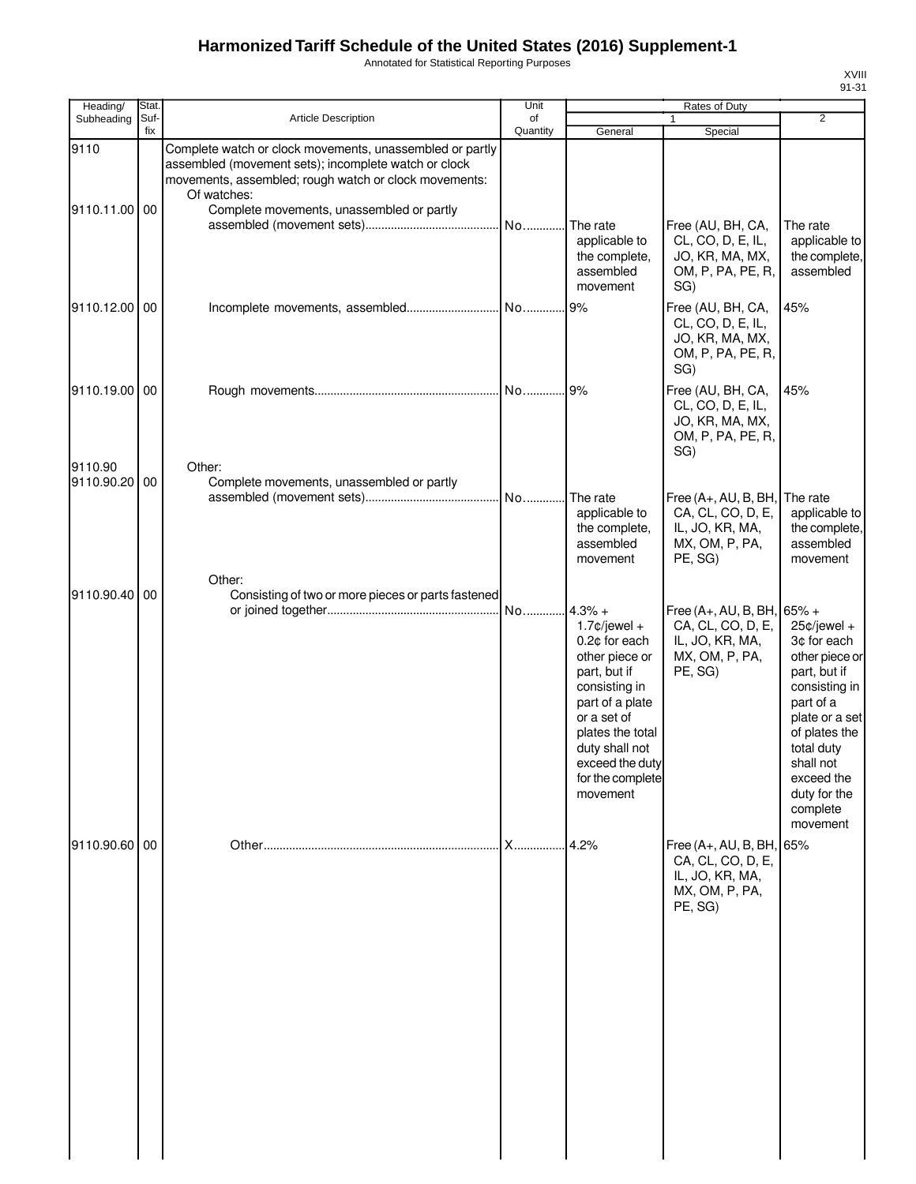# Harmonized Tariff Schedule of the United States (2016) Supplement-1

Annotated for Statistical Reporting Purposes

XVIII
91-31

| Heading/ Subheading | Stat. Suf- fix | Article Description | Unit of Quantity | Rates of Duty 1 General | Special | 2 |
|---|---|---|---|---|---|---|
| 9110 | | Complete watch or clock movements, unassembled or partly assembled (movement sets); incomplete watch or clock movements, assembled; rough watch or clock movements: | | | | |
| | | Of watches: | | | | |
| 9110.11.00 | 00 | Complete movements, unassembled or partly assembled (movement sets) | No. | The rate applicable to the complete, assembled movement | Free (AU, BH, CA, CL, CO, D, E, IL, JO, KR, MA, MX, OM, P, PA, PE, R, SG) | The rate applicable to the complete, assembled |
| 9110.12.00 | 00 | Incomplete movements, assembled | No. | 9% | Free (AU, BH, CA, CL, CO, D, E, IL, JO, KR, MA, MX, OM, P, PA, PE, R, SG) | 45% |
| 9110.19.00 | 00 | Rough movements | No. | 9% | Free (AU, BH, CA, CL, CO, D, E, IL, JO, KR, MA, MX, OM, P, PA, PE, R, SG) | 45% |
| 9110.90 | | Other: | | | | |
| 9110.90.20 | 00 | Complete movements, unassembled or partly assembled (movement sets) | No. | The rate applicable to the complete, assembled movement | Free (A+, AU, B, BH, CA, CL, CO, D, E, IL, JO, KR, MA, MX, OM, P, PA, PE, SG) | The rate applicable to the complete, assembled movement |
| | | Other: | | | | |
| 9110.90.40 | 00 | Consisting of two or more pieces or parts fastened or joined together | No. | 4.3% + 1.7¢/jewel + 0.2¢ for each other piece or part, but if consisting in part of a plate or a set of plates the total duty shall not exceed the duty for the complete movement | Free (A+, AU, B, BH, CA, CL, CO, D, E, IL, JO, KR, MA, MX, OM, P, PA, PE, SG) | 65% + 25¢/jewel + 3¢ for each other piece or part, but if consisting in part of a plate or a set of plates the total duty shall not exceed the duty for the complete movement |
| 9110.90.60 | 00 | Other | X | 4.2% | Free (A+, AU, B, BH, CA, CL, CO, D, E, IL, JO, KR, MA, MX, OM, P, PA, PE, SG) | 65% |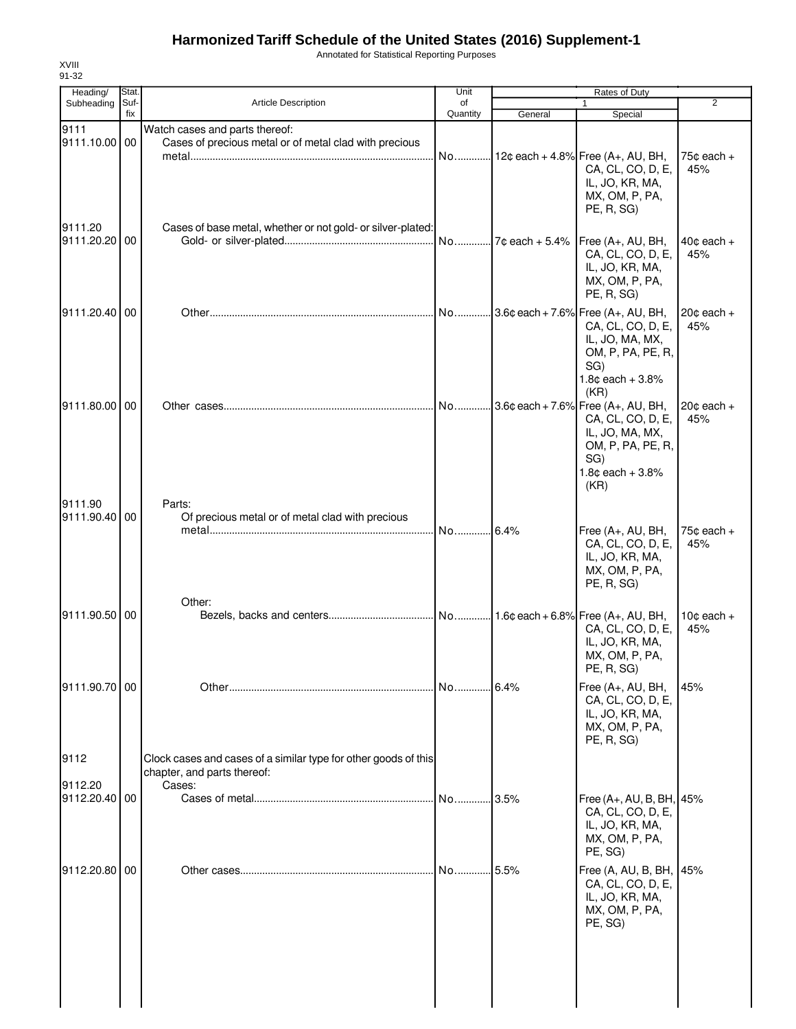# Harmonized Tariff Schedule of the United States (2016) Supplement-1

Annotated for Statistical Reporting Purposes

XVIII
91-32

| Heading/ Subheading | Stat. Suf- fix | Article Description | Unit of Quantity | Rates of Duty 1 General | Special | 2 |
|---|---|---|---|---|---|---|
| 9111 | | Watch cases and parts thereof: | | | | |
| 9111.10.00 | 00 | Cases of precious metal or of metal clad with precious metal | No | 12¢ each + 4.8% | Free (A+, AU, BH, CA, CL, CO, D, E, IL, JO, KR, MA, MX, OM, P, PA, PE, R, SG) | 75¢ each + 45% |
| 9111.20 | | Cases of base metal, whether or not gold- or silver-plated: | | | | |
| 9111.20.20 | 00 | Gold- or silver-plated | No | 7¢ each + 5.4% | Free (A+, AU, BH, CA, CL, CO, D, E, IL, JO, KR, MA, MX, OM, P, PA, PE, R, SG) | 40¢ each + 45% |
| 9111.20.40 | 00 | Other | No | 3.6¢ each + 7.6% | Free (A+, AU, BH, CA, CL, CO, D, E, IL, JO, MA, MX, OM, P, PA, PE, R, SG) 1.8¢ each + 3.8% (KR) | 20¢ each + 45% |
| 9111.80.00 | 00 | Other cases | No | 3.6¢ each + 7.6% | Free (A+, AU, BH, CA, CL, CO, D, E, IL, JO, MA, MX, OM, P, PA, PE, R, SG) 1.8¢ each + 3.8% (KR) | 20¢ each + 45% |
| 9111.90 | | Parts: | | | | |
| 9111.90.40 | 00 | Of precious metal or of metal clad with precious metal | No | 6.4% | Free (A+, AU, BH, CA, CL, CO, D, E, IL, JO, KR, MA, MX, OM, P, PA, PE, R, SG) | 75¢ each + 45% |
| | | Other: | | | | |
| 9111.90.50 | 00 | Bezels, backs and centers | No | 1.6¢ each + 6.8% | Free (A+, AU, BH, CA, CL, CO, D, E, IL, JO, KR, MA, MX, OM, P, PA, PE, R, SG) | 10¢ each + 45% |
| 9111.90.70 | 00 | Other | No | 6.4% | Free (A+, AU, BH, CA, CL, CO, D, E, IL, JO, KR, MA, MX, OM, P, PA, PE, R, SG) | 45% |
| 9112 | | Clock cases and cases of a similar type for other goods of this chapter, and parts thereof: | | | | |
| 9112.20 | | Cases: | | | | |
| 9112.20.40 | 00 | Cases of metal | No | 3.5% | Free (A+, AU, B, BH, CA, CL, CO, D, E, IL, JO, KR, MA, MX, OM, P, PA, PE, SG) | 45% |
| 9112.20.80 | 00 | Other cases | No | 5.5% | Free (A, AU, B, BH, CA, CL, CO, D, E, IL, JO, KR, MA, MX, OM, P, PA, PE, SG) | 45% |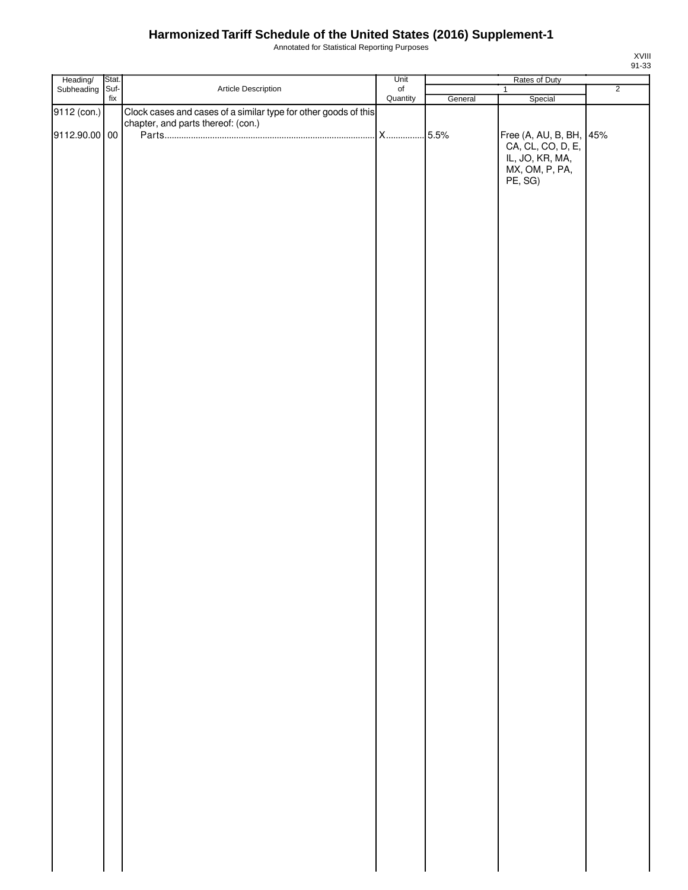# Harmonized Tariff Schedule of the United States (2016) Supplement-1

Annotated for Statistical Reporting Purposes

XVIII
91-33

| Heading/ Subheading | Stat. Suf-fix | Article Description | Unit of Quantity | Rates of Duty 1 General | Rates of Duty 1 Special | Rates of Duty 2 |
|---|---|---|---|---|---|---|
| 9112 (con.) | | Clock cases and cases of a similar type for other goods of this chapter, and parts thereof: (con.) | | | | |
| 9112.90.00 | 00 | Parts | X | 5.5% | Free (A, AU, B, BH, CA, CL, CO, D, E, IL, JO, KR, MA, MX, OM, P, PA, PE, SG) | 45% |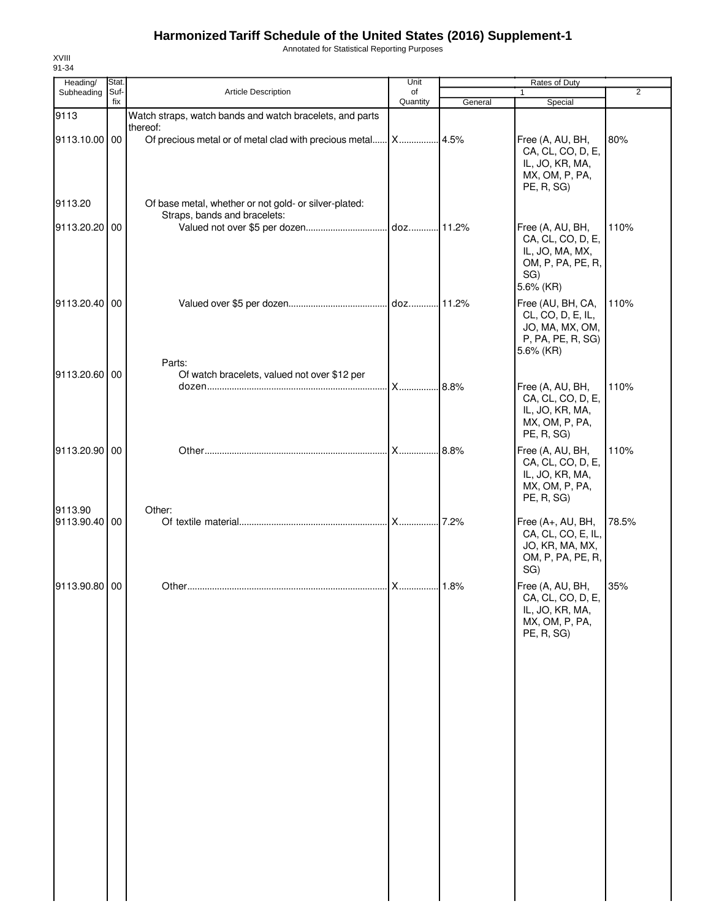# Harmonized Tariff Schedule of the United States (2016) Supplement-1

Annotated for Statistical Reporting Purposes

XVIII
91-34

| Heading/ Subheading | Stat. Suf- fix | Article Description | Unit of Quantity | Rates of Duty 1 General | Special | 2 |
|---|---|---|---|---|---|---|
| 9113 | | Watch straps, watch bands and watch bracelets, and parts thereof: | | | | |
| 9113.10.00 | 00 | Of precious metal or of metal clad with precious metal | X | 4.5% | Free (A, AU, BH, CA, CL, CO, D, E, IL, JO, KR, MA, MX, OM, P, PA, PE, R, SG) | 80% |
| 9113.20 | | Of base metal, whether or not gold- or silver-plated: | | | | |
| | | Straps, bands and bracelets: | | | | |
| 9113.20.20 | 00 | Valued not over $5 per dozen | doz | 11.2% | Free (A, AU, BH, CA, CL, CO, D, E, IL, JO, MA, MX, OM, P, PA, PE, R, SG) 5.6% (KR) | 110% |
| 9113.20.40 | 00 | Valued over $5 per dozen | doz | 11.2% | Free (AU, BH, CA, CL, CO, D, E, IL, JO, MA, MX, OM, P, PA, PE, R, SG) 5.6% (KR) | 110% |
| | | Parts: | | | | |
| 9113.20.60 | 00 | Of watch bracelets, valued not over $12 per dozen | X | 8.8% | Free (A, AU, BH, CA, CL, CO, D, E, IL, JO, KR, MA, MX, OM, P, PA, PE, R, SG) | 110% |
| 9113.20.90 | 00 | Other | X | 8.8% | Free (A, AU, BH, CA, CL, CO, D, E, IL, JO, KR, MA, MX, OM, P, PA, PE, R, SG) | 110% |
| 9113.90 | | Other: | | | | |
| 9113.90.40 | 00 | Of textile material | X | 7.2% | Free (A+, AU, BH, CA, CL, CO, E, IL, JO, KR, MA, MX, OM, P, PA, PE, R, SG) | 78.5% |
| 9113.90.80 | 00 | Other | X | 1.8% | Free (A, AU, BH, CA, CL, CO, D, E, IL, JO, KR, MA, MX, OM, P, PA, PE, R, SG) | 35% |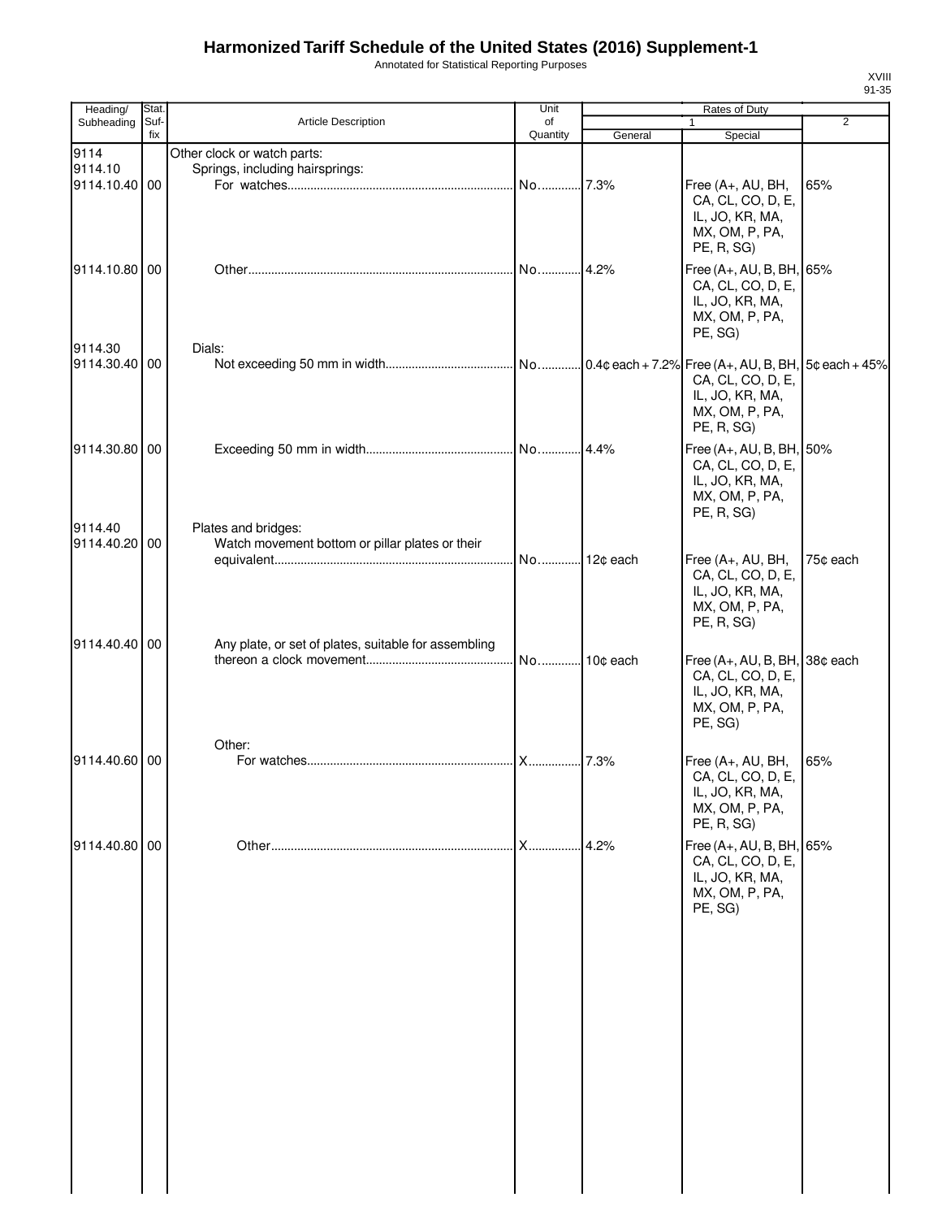# Harmonized Tariff Schedule of the United States (2016) Supplement-1

Annotated for Statistical Reporting Purposes

XVIII
91-35

| Heading/ Subheading | Stat. Suf-fix | Article Description | Unit of Quantity | Rates of Duty 1 General | Rates of Duty 1 Special | Rates of Duty 2 |
|---|---|---|---|---|---|---|
| 9114 | | Other clock or watch parts: | | | | |
| 9114.10 | | Springs, including hairsprings: | | | | |
| 9114.10.40 | 00 | For watches | No. | 7.3% | Free (A+, AU, BH, CA, CL, CO, D, E, IL, JO, KR, MA, MX, OM, P, PA, PE, R, SG) | 65% |
| 9114.10.80 | 00 | Other | No. | 4.2% | Free (A+, AU, B, BH, CA, CL, CO, D, E, IL, JO, KR, MA, MX, OM, P, PA, PE, SG) | 65% |
| 9114.30 | | Dials: | | | | |
| 9114.30.40 | 00 | Not exceeding 50 mm in width | No. | 0.4¢ each + 7.2% | Free (A+, AU, B, BH, CA, CL, CO, D, E, IL, JO, KR, MA, MX, OM, P, PA, PE, R, SG) | 5¢ each + 45% |
| 9114.30.80 | 00 | Exceeding 50 mm in width | No. | 4.4% | Free (A+, AU, B, BH, CA, CL, CO, D, E, IL, JO, KR, MA, MX, OM, P, PA, PE, R, SG) | 50% |
| 9114.40 | | Plates and bridges: | | | | |
| 9114.40.20 | 00 | Watch movement bottom or pillar plates or their equivalent | No. | 12¢ each | Free (A+, AU, BH, CA, CL, CO, D, E, IL, JO, KR, MA, MX, OM, P, PA, PE, R, SG) | 75¢ each |
| 9114.40.40 | 00 | Any plate, or set of plates, suitable for assembling thereon a clock movement | No. | 10¢ each | Free (A+, AU, B, BH, CA, CL, CO, D, E, IL, JO, KR, MA, MX, OM, P, PA, PE, SG) | 38¢ each |
| | | Other: | | | | |
| 9114.40.60 | 00 | For watches | X | 7.3% | Free (A+, AU, BH, CA, CL, CO, D, E, IL, JO, KR, MA, MX, OM, P, PA, PE, R, SG) | 65% |
| 9114.40.80 | 00 | Other | X | 4.2% | Free (A+, AU, B, BH, CA, CL, CO, D, E, IL, JO, KR, MA, MX, OM, P, PA, PE, SG) | 65% |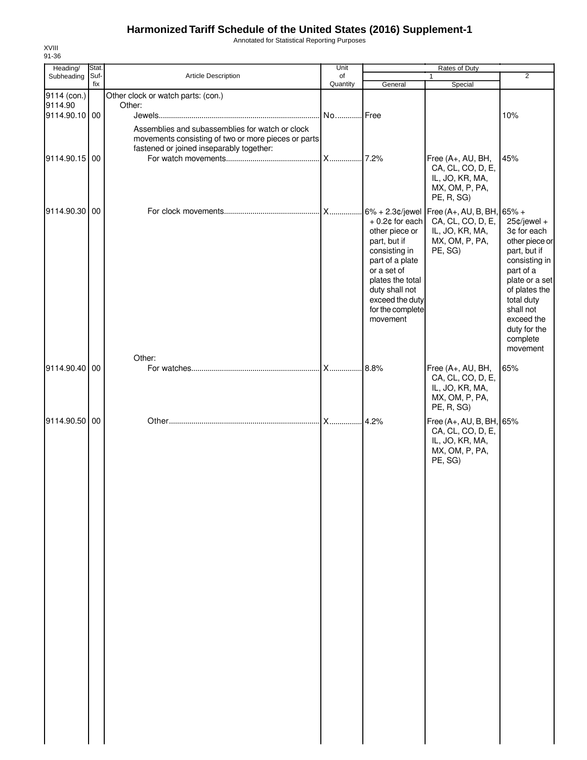# Harmonized Tariff Schedule of the United States (2016) Supplement-1

Annotated for Statistical Reporting Purposes

XVIII
91-36

| Heading/ Subheading | Stat. Suf-fix | Article Description | Unit of Quantity | Rates of Duty 1 General | Rates of Duty 1 Special | Rates of Duty 2 |
|---|---|---|---|---|---|---|
| 9114 (con.) | | Other clock or watch parts: (con.) | | | | |
| 9114.90 | | Other: | | | | |
| 9114.90.10 | 00 | Jewels | No. | Free | | 10% |
| | | Assemblies and subassemblies for watch or clock movements consisting of two or more pieces or parts fastened or joined inseparably together: | | | | |
| 9114.90.15 | 00 | For watch movements | X | 7.2% | Free (A+, AU, BH, CA, CL, CO, D, E, IL, JO, KR, MA, MX, OM, P, PA, PE, R, SG) | 45% |
| 9114.90.30 | 00 | For clock movements | X | 6% + 2.3¢/jewel + 0.2¢ for each other piece or part, but if consisting in part of a plate or a set of plates the total duty shall not exceed the duty for the complete movement | Free (A+, AU, B, BH, CA, CL, CO, D, E, IL, JO, KR, MA, MX, OM, P, PA, PE, SG) | 65% + 25¢/jewel + 3¢ for each other piece or part, but if consisting in part of a plate or a set of plates the total duty shall not exceed the duty for the complete movement |
| | | Other: | | | | |
| 9114.90.40 | 00 | For watches | X | 8.8% | Free (A+, AU, BH, CA, CL, CO, D, E, IL, JO, KR, MA, MX, OM, P, PA, PE, R, SG) | 65% |
| 9114.90.50 | 00 | Other | X | 4.2% | Free (A+, AU, B, BH, CA, CL, CO, D, E, IL, JO, KR, MA, MX, OM, P, PA, PE, SG) | 65% |